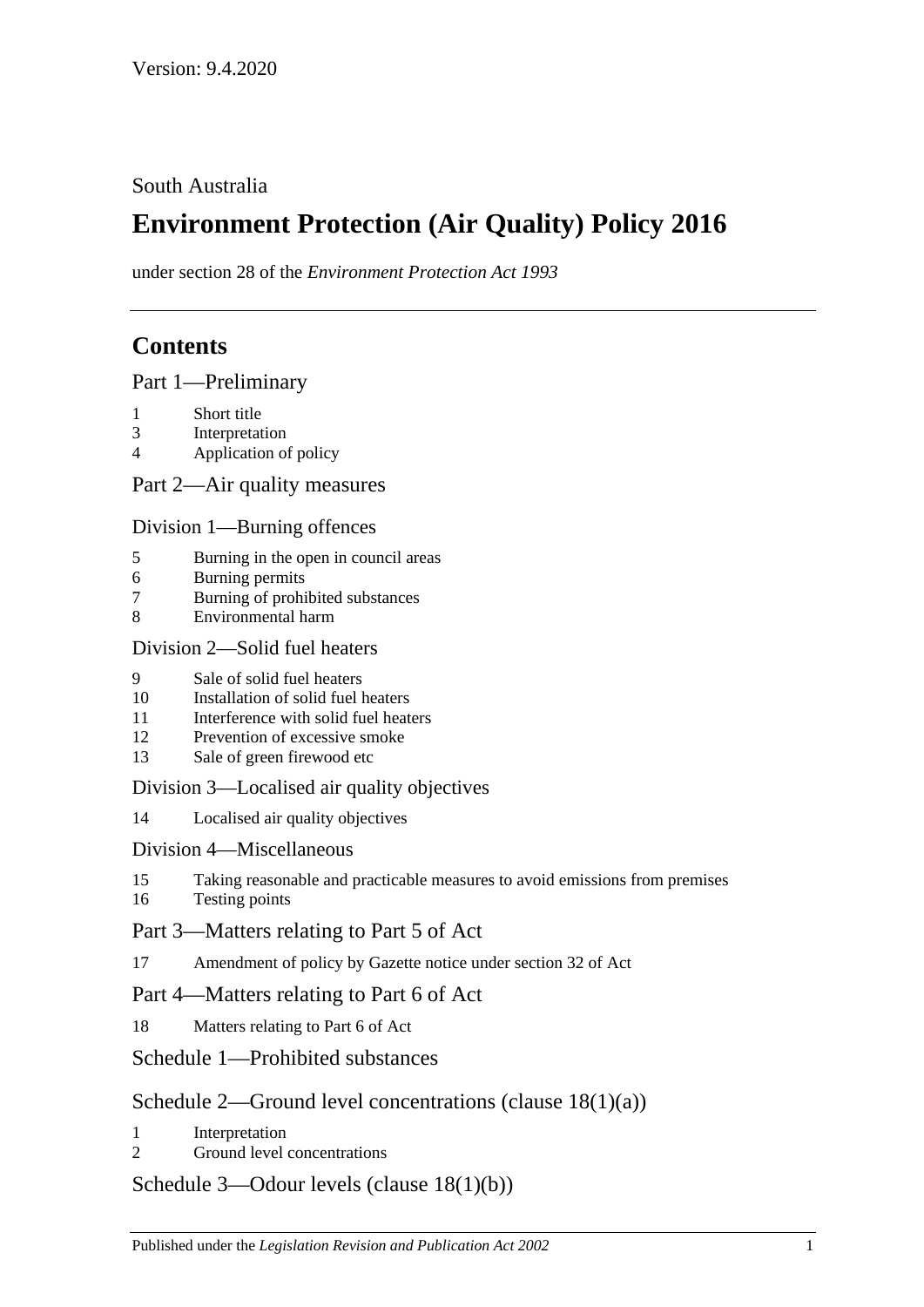Version: 9.4.2020

South Australia

# Environment Protection (Air Quality) Policy 2016

under section 28 of the *Environment Protection Act 1993*

## Contents

### Part 1—Preliminary

1 Short title
3 Interpretation
4 Application of policy

### Part 2—Air quality measures

#### Division 1—Burning offences

5 Burning in the open in council areas
6 Burning permits
7 Burning of prohibited substances
8 Environmental harm

#### Division 2—Solid fuel heaters

9 Sale of solid fuel heaters
10 Installation of solid fuel heaters
11 Interference with solid fuel heaters
12 Prevention of excessive smoke
13 Sale of green firewood etc

#### Division 3—Localised air quality objectives

14 Localised air quality objectives

#### Division 4—Miscellaneous

15 Taking reasonable and practicable measures to avoid emissions from premises
16 Testing points

### Part 3—Matters relating to Part 5 of Act

17 Amendment of policy by Gazette notice under section 32 of Act

### Part 4—Matters relating to Part 6 of Act

18 Matters relating to Part 6 of Act

### Schedule 1—Prohibited substances

### Schedule 2—Ground level concentrations (clause 18(1)(a))

1 Interpretation
2 Ground level concentrations

### Schedule 3—Odour levels (clause 18(1)(b))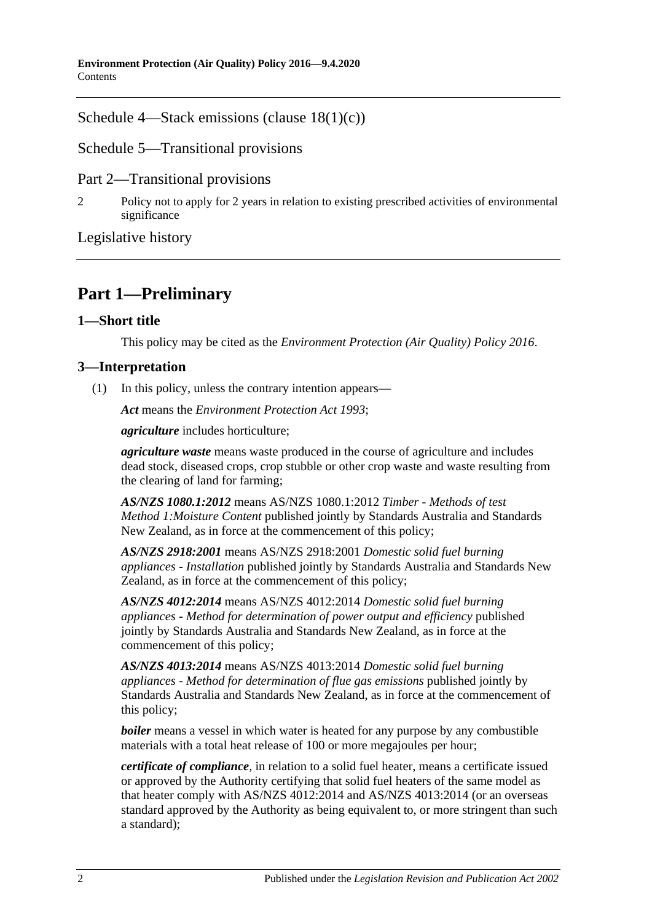Schedule 4—Stack emissions (clause 18(1)(c))

Schedule 5—Transitional provisions

Part 2—Transitional provisions

2 Policy not to apply for 2 years in relation to existing prescribed activities of environmental significance

Legislative history

# Part 1—Preliminary

## 1—Short title

This policy may be cited as the *Environment Protection (Air Quality) Policy 2016*.

## 3—Interpretation

(1) In this policy, unless the contrary intention appears—

***Act*** means the *Environment Protection Act 1993*;

***agriculture*** includes horticulture;

***agriculture waste*** means waste produced in the course of agriculture and includes dead stock, diseased crops, crop stubble or other crop waste and waste resulting from the clearing of land for farming;

***AS/NZS 1080.1:2012*** means AS/NZS 1080.1:2012 *Timber - Methods of test Method 1:Moisture Content* published jointly by Standards Australia and Standards New Zealand, as in force at the commencement of this policy;

***AS/NZS 2918:2001*** means AS/NZS 2918:2001 *Domestic solid fuel burning appliances - Installation* published jointly by Standards Australia and Standards New Zealand, as in force at the commencement of this policy;

***AS/NZS 4012:2014*** means AS/NZS 4012:2014 *Domestic solid fuel burning appliances - Method for determination of power output and efficiency* published jointly by Standards Australia and Standards New Zealand, as in force at the commencement of this policy;

***AS/NZS 4013:2014*** means AS/NZS 4013:2014 *Domestic solid fuel burning appliances - Method for determination of flue gas emissions* published jointly by Standards Australia and Standards New Zealand, as in force at the commencement of this policy;

***boiler*** means a vessel in which water is heated for any purpose by any combustible materials with a total heat release of 100 or more megajoules per hour;

***certificate of compliance***, in relation to a solid fuel heater, means a certificate issued or approved by the Authority certifying that solid fuel heaters of the same model as that heater comply with AS/NZS 4012:2014 and AS/NZS 4013:2014 (or an overseas standard approved by the Authority as being equivalent to, or more stringent than such a standard);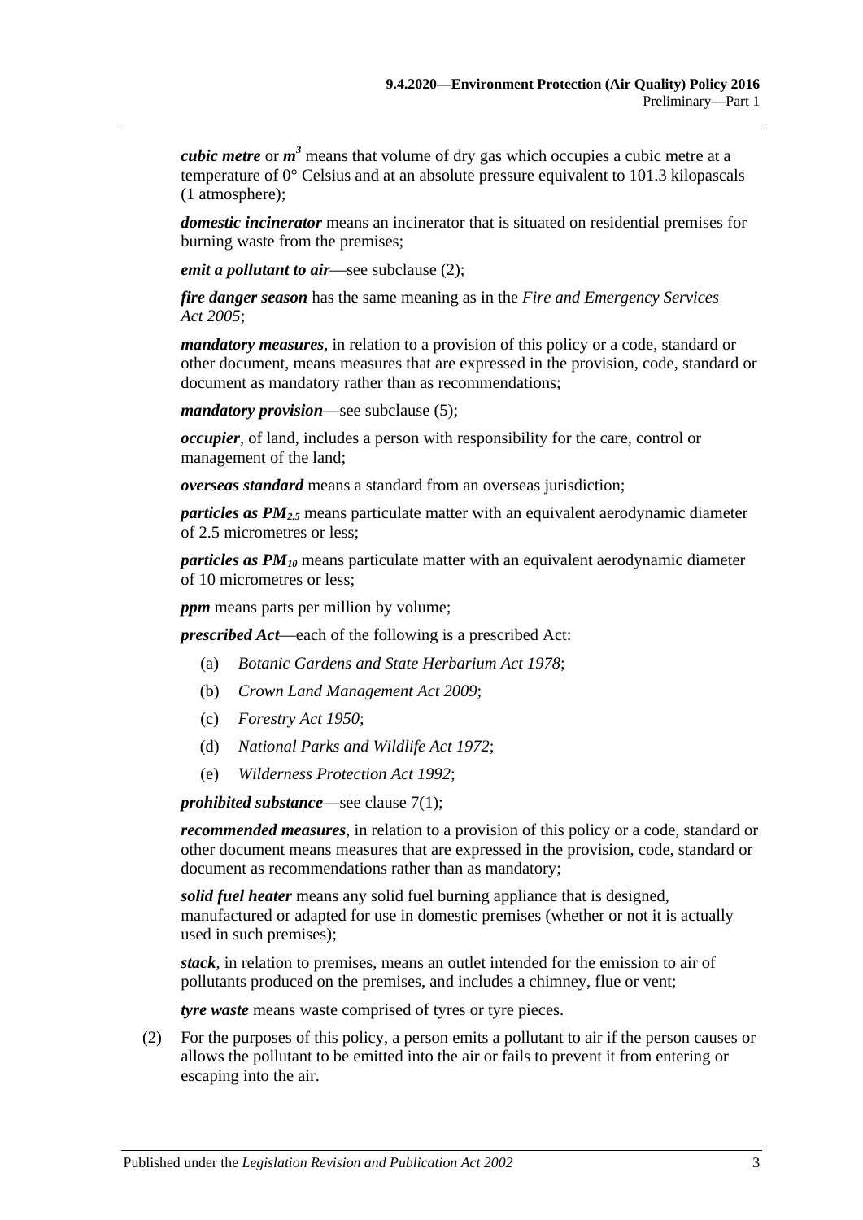***cubic metre*** or $\boldsymbol{m^3}$ means that volume of dry gas which occupies a cubic metre at a temperature of 0° Celsius and at an absolute pressure equivalent to 101.3 kilopascals (1 atmosphere);

***domestic incinerator*** means an incinerator that is situated on residential premises for burning waste from the premises;

***emit a pollutant to air***—see subclause (2);

***fire danger season*** has the same meaning as in the *Fire and Emergency Services Act 2005*;

***mandatory measures***, in relation to a provision of this policy or a code, standard or other document, means measures that are expressed in the provision, code, standard or document as mandatory rather than as recommendations;

***mandatory provision***—see subclause (5);

***occupier***, of land, includes a person with responsibility for the care, control or management of the land;

***overseas standard*** means a standard from an overseas jurisdiction;

***particles as*** $\boldsymbol{PM_{2.5}}$ means particulate matter with an equivalent aerodynamic diameter of 2.5 micrometres or less;

***particles as*** $\boldsymbol{PM_{10}}$ means particulate matter with an equivalent aerodynamic diameter of 10 micrometres or less;

***ppm*** means parts per million by volume;

***prescribed Act***—each of the following is a prescribed Act:

(a) *Botanic Gardens and State Herbarium Act 1978*;

(b) *Crown Land Management Act 2009*;

(c) *Forestry Act 1950*;

(d) *National Parks and Wildlife Act 1972*;

(e) *Wilderness Protection Act 1992*;

***prohibited substance***—see clause 7(1);

***recommended measures***, in relation to a provision of this policy or a code, standard or other document means measures that are expressed in the provision, code, standard or document as recommendations rather than as mandatory;

***solid fuel heater*** means any solid fuel burning appliance that is designed, manufactured or adapted for use in domestic premises (whether or not it is actually used in such premises);

***stack***, in relation to premises, means an outlet intended for the emission to air of pollutants produced on the premises, and includes a chimney, flue or vent;

***tyre waste*** means waste comprised of tyres or tyre pieces.

(2) For the purposes of this policy, a person emits a pollutant to air if the person causes or allows the pollutant to be emitted into the air or fails to prevent it from entering or escaping into the air.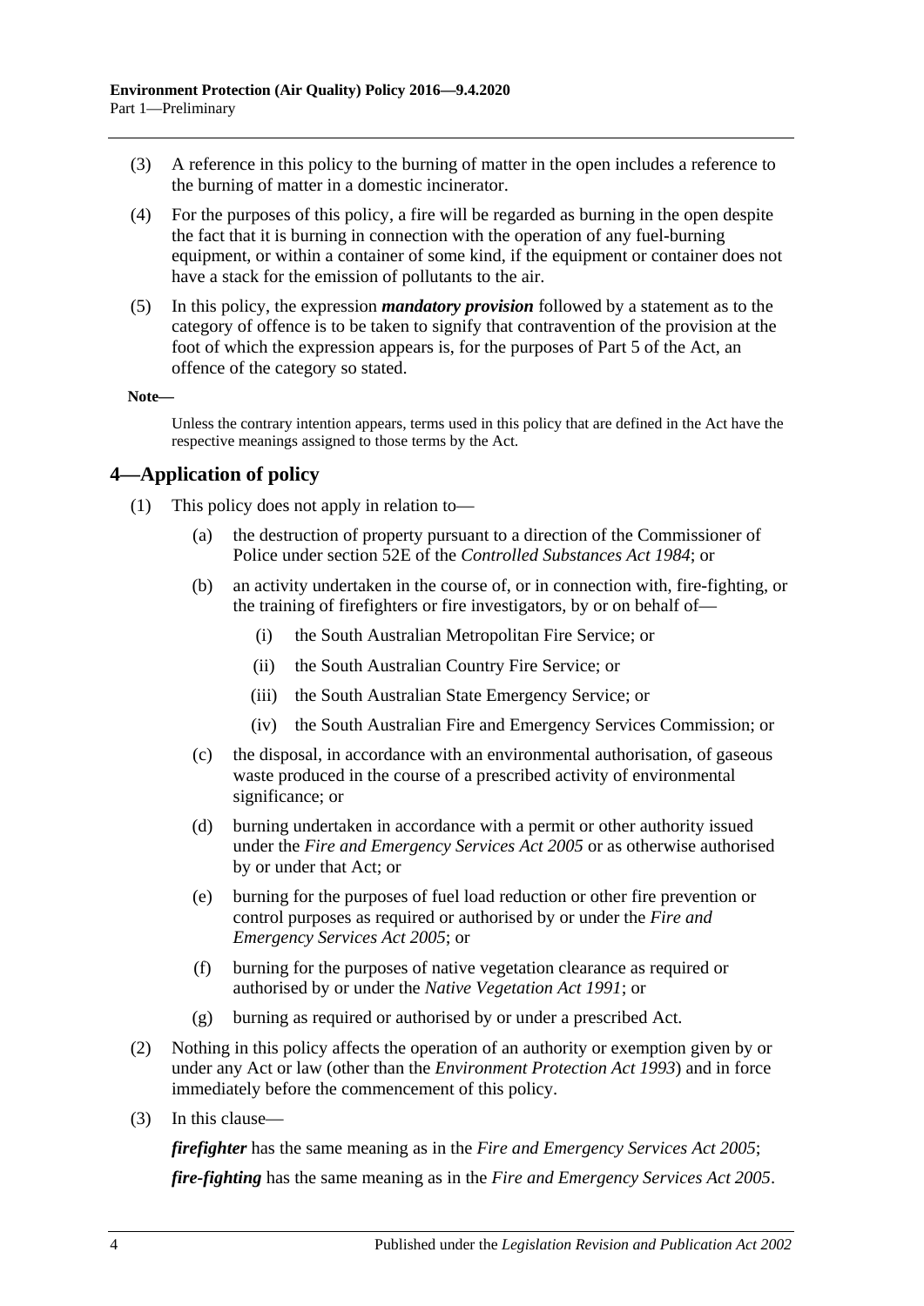(3) A reference in this policy to the burning of matter in the open includes a reference to the burning of matter in a domestic incinerator.

(4) For the purposes of this policy, a fire will be regarded as burning in the open despite the fact that it is burning in connection with the operation of any fuel-burning equipment, or within a container of some kind, if the equipment or container does not have a stack for the emission of pollutants to the air.

(5) In this policy, the expression ***mandatory provision*** followed by a statement as to the category of offence is to be taken to signify that contravention of the provision at the foot of which the expression appears is, for the purposes of Part 5 of the Act, an offence of the category so stated.

**Note—**

Unless the contrary intention appears, terms used in this policy that are defined in the Act have the respective meanings assigned to those terms by the Act.

## 4—Application of policy

(1) This policy does not apply in relation to—

- (a) the destruction of property pursuant to a direction of the Commissioner of Police under section 52E of the *Controlled Substances Act 1984*; or
- (b) an activity undertaken in the course of, or in connection with, fire-fighting, or the training of firefighters or fire investigators, by or on behalf of—
  - (i) the South Australian Metropolitan Fire Service; or
  - (ii) the South Australian Country Fire Service; or
  - (iii) the South Australian State Emergency Service; or
  - (iv) the South Australian Fire and Emergency Services Commission; or
- (c) the disposal, in accordance with an environmental authorisation, of gaseous waste produced in the course of a prescribed activity of environmental significance; or
- (d) burning undertaken in accordance with a permit or other authority issued under the *Fire and Emergency Services Act 2005* or as otherwise authorised by or under that Act; or
- (e) burning for the purposes of fuel load reduction or other fire prevention or control purposes as required or authorised by or under the *Fire and Emergency Services Act 2005*; or
- (f) burning for the purposes of native vegetation clearance as required or authorised by or under the *Native Vegetation Act 1991*; or
- (g) burning as required or authorised by or under a prescribed Act.

(2) Nothing in this policy affects the operation of an authority or exemption given by or under any Act or law (other than the *Environment Protection Act 1993*) and in force immediately before the commencement of this policy.

(3) In this clause—

***firefighter*** has the same meaning as in the *Fire and Emergency Services Act 2005*;

***fire-fighting*** has the same meaning as in the *Fire and Emergency Services Act 2005*.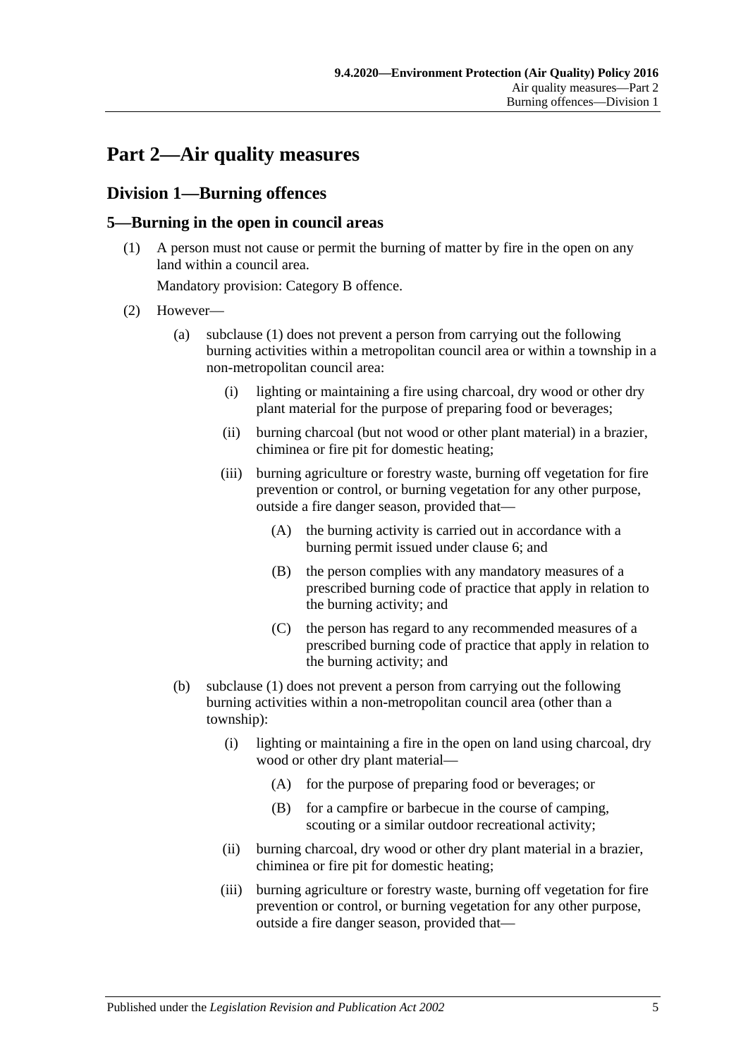# Part 2—Air quality measures

## Division 1—Burning offences

### 5—Burning in the open in council areas

(1) A person must not cause or permit the burning of matter by fire in the open on any land within a council area.

Mandatory provision: Category B offence.

(2) However—

(a) subclause (1) does not prevent a person from carrying out the following burning activities within a metropolitan council area or within a township in a non-metropolitan council area:

(i) lighting or maintaining a fire using charcoal, dry wood or other dry plant material for the purpose of preparing food or beverages;

(ii) burning charcoal (but not wood or other plant material) in a brazier, chiminea or fire pit for domestic heating;

(iii) burning agriculture or forestry waste, burning off vegetation for fire prevention or control, or burning vegetation for any other purpose, outside a fire danger season, provided that—

(A) the burning activity is carried out in accordance with a burning permit issued under clause 6; and

(B) the person complies with any mandatory measures of a prescribed burning code of practice that apply in relation to the burning activity; and

(C) the person has regard to any recommended measures of a prescribed burning code of practice that apply in relation to the burning activity; and

(b) subclause (1) does not prevent a person from carrying out the following burning activities within a non-metropolitan council area (other than a township):

(i) lighting or maintaining a fire in the open on land using charcoal, dry wood or other dry plant material—

(A) for the purpose of preparing food or beverages; or

(B) for a campfire or barbecue in the course of camping, scouting or a similar outdoor recreational activity;

(ii) burning charcoal, dry wood or other dry plant material in a brazier, chiminea or fire pit for domestic heating;

(iii) burning agriculture or forestry waste, burning off vegetation for fire prevention or control, or burning vegetation for any other purpose, outside a fire danger season, provided that—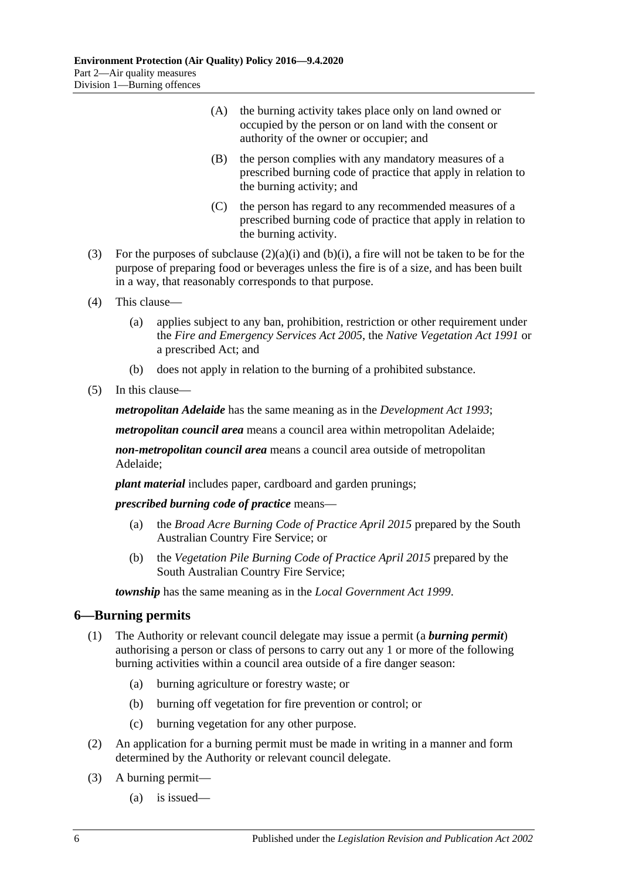(A) the burning activity takes place only on land owned or occupied by the person or on land with the consent or authority of the owner or occupier; and

(B) the person complies with any mandatory measures of a prescribed burning code of practice that apply in relation to the burning activity; and

(C) the person has regard to any recommended measures of a prescribed burning code of practice that apply in relation to the burning activity.

(3) For the purposes of subclause (2)(a)(i) and (b)(i), a fire will not be taken to be for the purpose of preparing food or beverages unless the fire is of a size, and has been built in a way, that reasonably corresponds to that purpose.

(4) This clause—

(a) applies subject to any ban, prohibition, restriction or other requirement under the *Fire and Emergency Services Act 2005*, the *Native Vegetation Act 1991* or a prescribed Act; and

(b) does not apply in relation to the burning of a prohibited substance.

(5) In this clause—

***metropolitan Adelaide*** has the same meaning as in the *Development Act 1993*;

***metropolitan council area*** means a council area within metropolitan Adelaide;

***non-metropolitan council area*** means a council area outside of metropolitan Adelaide;

***plant material*** includes paper, cardboard and garden prunings;

***prescribed burning code of practice*** means—

(a) the *Broad Acre Burning Code of Practice April 2015* prepared by the South Australian Country Fire Service; or

(b) the *Vegetation Pile Burning Code of Practice April 2015* prepared by the South Australian Country Fire Service;

***township*** has the same meaning as in the *Local Government Act 1999*.

## 6—Burning permits

(1) The Authority or relevant council delegate may issue a permit (a ***burning permit***) authorising a person or class of persons to carry out any 1 or more of the following burning activities within a council area outside of a fire danger season:

(a) burning agriculture or forestry waste; or

(b) burning off vegetation for fire prevention or control; or

(c) burning vegetation for any other purpose.

(2) An application for a burning permit must be made in writing in a manner and form determined by the Authority or relevant council delegate.

(3) A burning permit—

(a) is issued—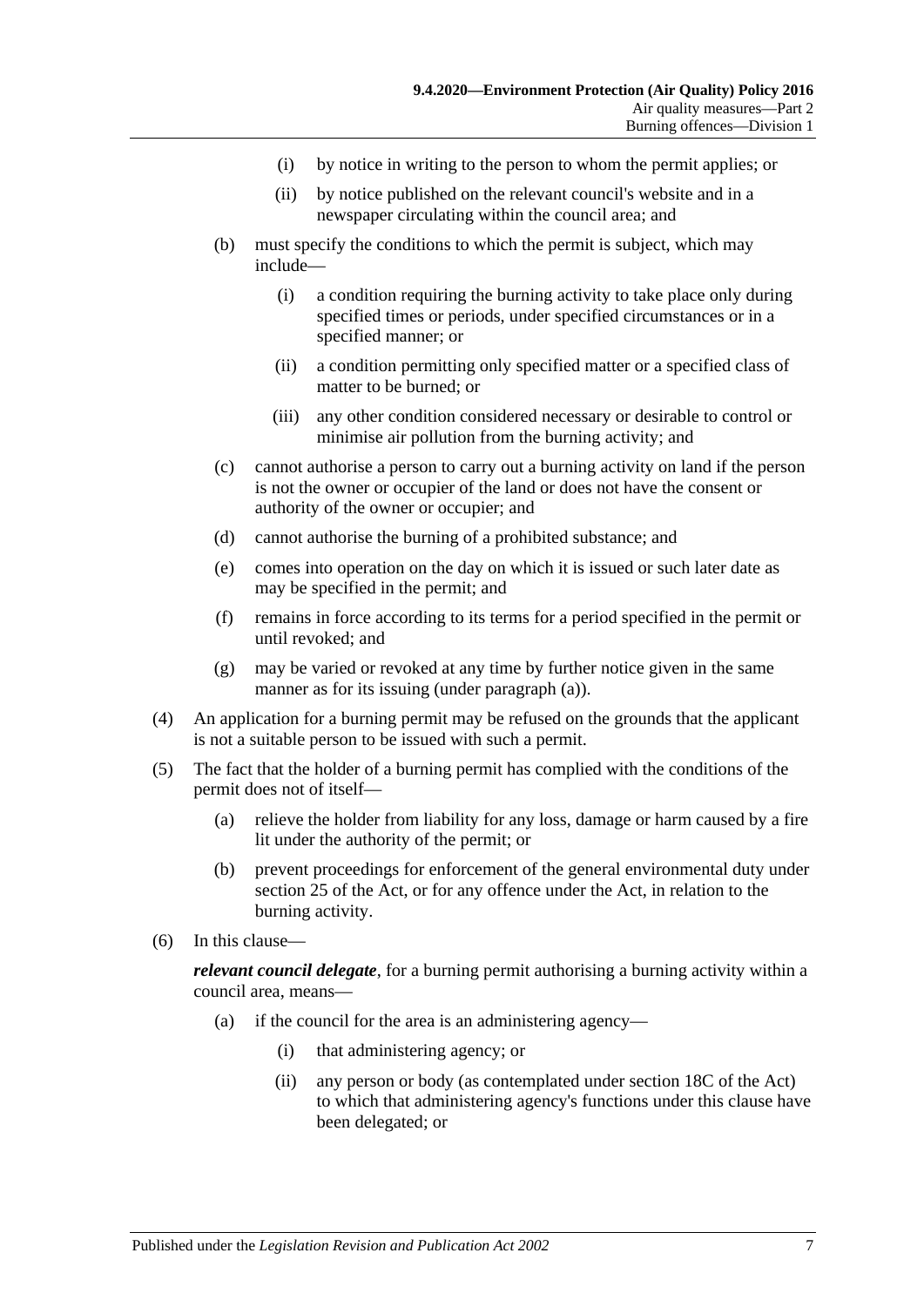(i) by notice in writing to the person to whom the permit applies; or

(ii) by notice published on the relevant council's website and in a newspaper circulating within the council area; and

(b) must specify the conditions to which the permit is subject, which may include—

(i) a condition requiring the burning activity to take place only during specified times or periods, under specified circumstances or in a specified manner; or

(ii) a condition permitting only specified matter or a specified class of matter to be burned; or

(iii) any other condition considered necessary or desirable to control or minimise air pollution from the burning activity; and

(c) cannot authorise a person to carry out a burning activity on land if the person is not the owner or occupier of the land or does not have the consent or authority of the owner or occupier; and

(d) cannot authorise the burning of a prohibited substance; and

(e) comes into operation on the day on which it is issued or such later date as may be specified in the permit; and

(f) remains in force according to its terms for a period specified in the permit or until revoked; and

(g) may be varied or revoked at any time by further notice given in the same manner as for its issuing (under paragraph (a)).

(4) An application for a burning permit may be refused on the grounds that the applicant is not a suitable person to be issued with such a permit.

(5) The fact that the holder of a burning permit has complied with the conditions of the permit does not of itself—

(a) relieve the holder from liability for any loss, damage or harm caused by a fire lit under the authority of the permit; or

(b) prevent proceedings for enforcement of the general environmental duty under section 25 of the Act, or for any offence under the Act, in relation to the burning activity.

(6) In this clause—

***relevant council delegate***, for a burning permit authorising a burning activity within a council area, means—

(a) if the council for the area is an administering agency—

(i) that administering agency; or

(ii) any person or body (as contemplated under section 18C of the Act) to which that administering agency's functions under this clause have been delegated; or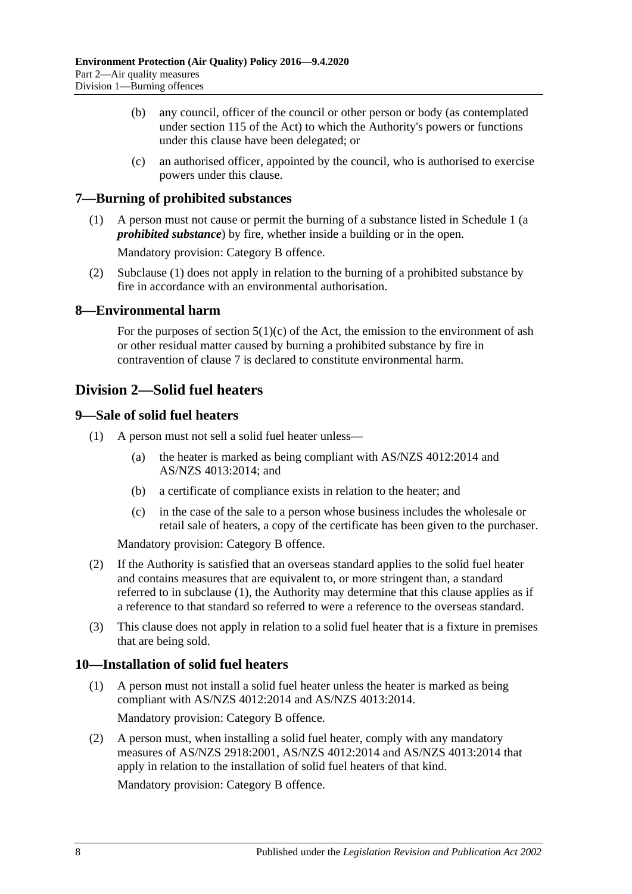(b) any council, officer of the council or other person or body (as contemplated under section 115 of the Act) to which the Authority's powers or functions under this clause have been delegated; or

(c) an authorised officer, appointed by the council, who is authorised to exercise powers under this clause.

## 7—Burning of prohibited substances

(1) A person must not cause or permit the burning of a substance listed in Schedule 1 (a ***prohibited substance***) by fire, whether inside a building or in the open.

Mandatory provision: Category B offence.

(2) Subclause (1) does not apply in relation to the burning of a prohibited substance by fire in accordance with an environmental authorisation.

## 8—Environmental harm

For the purposes of section 5(1)(c) of the Act, the emission to the environment of ash or other residual matter caused by burning a prohibited substance by fire in contravention of clause 7 is declared to constitute environmental harm.

# Division 2—Solid fuel heaters

## 9—Sale of solid fuel heaters

(1) A person must not sell a solid fuel heater unless—

(a) the heater is marked as being compliant with AS/NZS 4012:2014 and AS/NZS 4013:2014; and

(b) a certificate of compliance exists in relation to the heater; and

(c) in the case of the sale to a person whose business includes the wholesale or retail sale of heaters, a copy of the certificate has been given to the purchaser.

Mandatory provision: Category B offence.

(2) If the Authority is satisfied that an overseas standard applies to the solid fuel heater and contains measures that are equivalent to, or more stringent than, a standard referred to in subclause (1), the Authority may determine that this clause applies as if a reference to that standard so referred to were a reference to the overseas standard.

(3) This clause does not apply in relation to a solid fuel heater that is a fixture in premises that are being sold.

## 10—Installation of solid fuel heaters

(1) A person must not install a solid fuel heater unless the heater is marked as being compliant with AS/NZS 4012:2014 and AS/NZS 4013:2014.

Mandatory provision: Category B offence.

(2) A person must, when installing a solid fuel heater, comply with any mandatory measures of AS/NZS 2918:2001, AS/NZS 4012:2014 and AS/NZS 4013:2014 that apply in relation to the installation of solid fuel heaters of that kind.

Mandatory provision: Category B offence.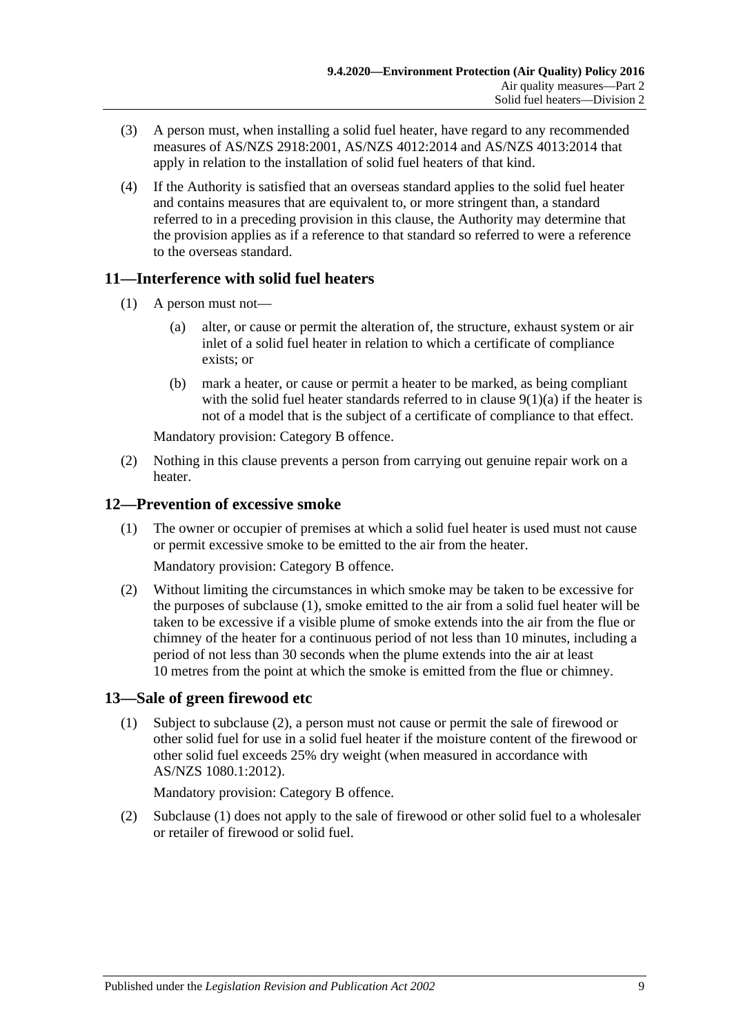(3) A person must, when installing a solid fuel heater, have regard to any recommended measures of AS/NZS 2918:2001, AS/NZS 4012:2014 and AS/NZS 4013:2014 that apply in relation to the installation of solid fuel heaters of that kind.

(4) If the Authority is satisfied that an overseas standard applies to the solid fuel heater and contains measures that are equivalent to, or more stringent than, a standard referred to in a preceding provision in this clause, the Authority may determine that the provision applies as if a reference to that standard so referred to were a reference to the overseas standard.

## 11—Interference with solid fuel heaters

(1) A person must not—

(a) alter, or cause or permit the alteration of, the structure, exhaust system or air inlet of a solid fuel heater in relation to which a certificate of compliance exists; or

(b) mark a heater, or cause or permit a heater to be marked, as being compliant with the solid fuel heater standards referred to in clause 9(1)(a) if the heater is not of a model that is the subject of a certificate of compliance to that effect.

Mandatory provision: Category B offence.

(2) Nothing in this clause prevents a person from carrying out genuine repair work on a heater.

## 12—Prevention of excessive smoke

(1) The owner or occupier of premises at which a solid fuel heater is used must not cause or permit excessive smoke to be emitted to the air from the heater.

Mandatory provision: Category B offence.

(2) Without limiting the circumstances in which smoke may be taken to be excessive for the purposes of subclause (1), smoke emitted to the air from a solid fuel heater will be taken to be excessive if a visible plume of smoke extends into the air from the flue or chimney of the heater for a continuous period of not less than 10 minutes, including a period of not less than 30 seconds when the plume extends into the air at least 10 metres from the point at which the smoke is emitted from the flue or chimney.

## 13—Sale of green firewood etc

(1) Subject to subclause (2), a person must not cause or permit the sale of firewood or other solid fuel for use in a solid fuel heater if the moisture content of the firewood or other solid fuel exceeds 25% dry weight (when measured in accordance with AS/NZS 1080.1:2012).

Mandatory provision: Category B offence.

(2) Subclause (1) does not apply to the sale of firewood or other solid fuel to a wholesaler or retailer of firewood or solid fuel.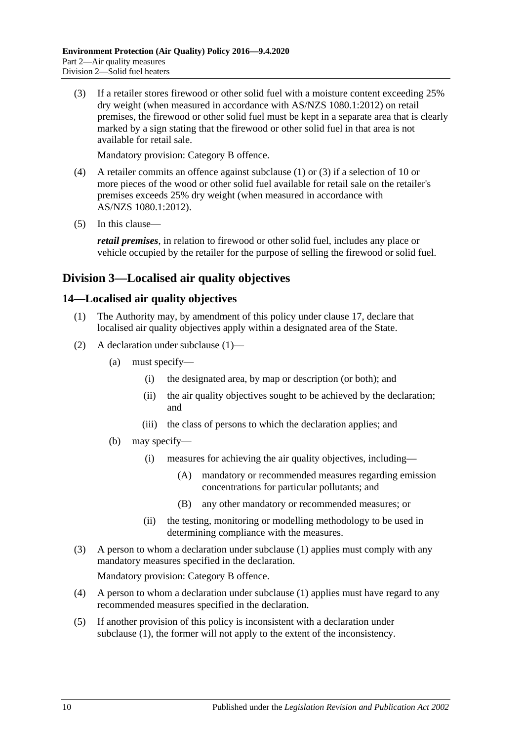(3) If a retailer stores firewood or other solid fuel with a moisture content exceeding 25% dry weight (when measured in accordance with AS/NZS 1080.1:2012) on retail premises, the firewood or other solid fuel must be kept in a separate area that is clearly marked by a sign stating that the firewood or other solid fuel in that area is not available for retail sale.

Mandatory provision: Category B offence.

(4) A retailer commits an offence against subclause (1) or (3) if a selection of 10 or more pieces of the wood or other solid fuel available for retail sale on the retailer's premises exceeds 25% dry weight (when measured in accordance with AS/NZS 1080.1:2012).

(5) In this clause—

***retail premises***, in relation to firewood or other solid fuel, includes any place or vehicle occupied by the retailer for the purpose of selling the firewood or solid fuel.

## Division 3—Localised air quality objectives

### 14—Localised air quality objectives

(1) The Authority may, by amendment of this policy under clause 17, declare that localised air quality objectives apply within a designated area of the State.

(2) A declaration under subclause (1)—

(a) must specify—

(i) the designated area, by map or description (or both); and

(ii) the air quality objectives sought to be achieved by the declaration; and

(iii) the class of persons to which the declaration applies; and

(b) may specify—

(i) measures for achieving the air quality objectives, including—

(A) mandatory or recommended measures regarding emission concentrations for particular pollutants; and

(B) any other mandatory or recommended measures; or

(ii) the testing, monitoring or modelling methodology to be used in determining compliance with the measures.

(3) A person to whom a declaration under subclause (1) applies must comply with any mandatory measures specified in the declaration.

Mandatory provision: Category B offence.

(4) A person to whom a declaration under subclause (1) applies must have regard to any recommended measures specified in the declaration.

(5) If another provision of this policy is inconsistent with a declaration under subclause (1), the former will not apply to the extent of the inconsistency.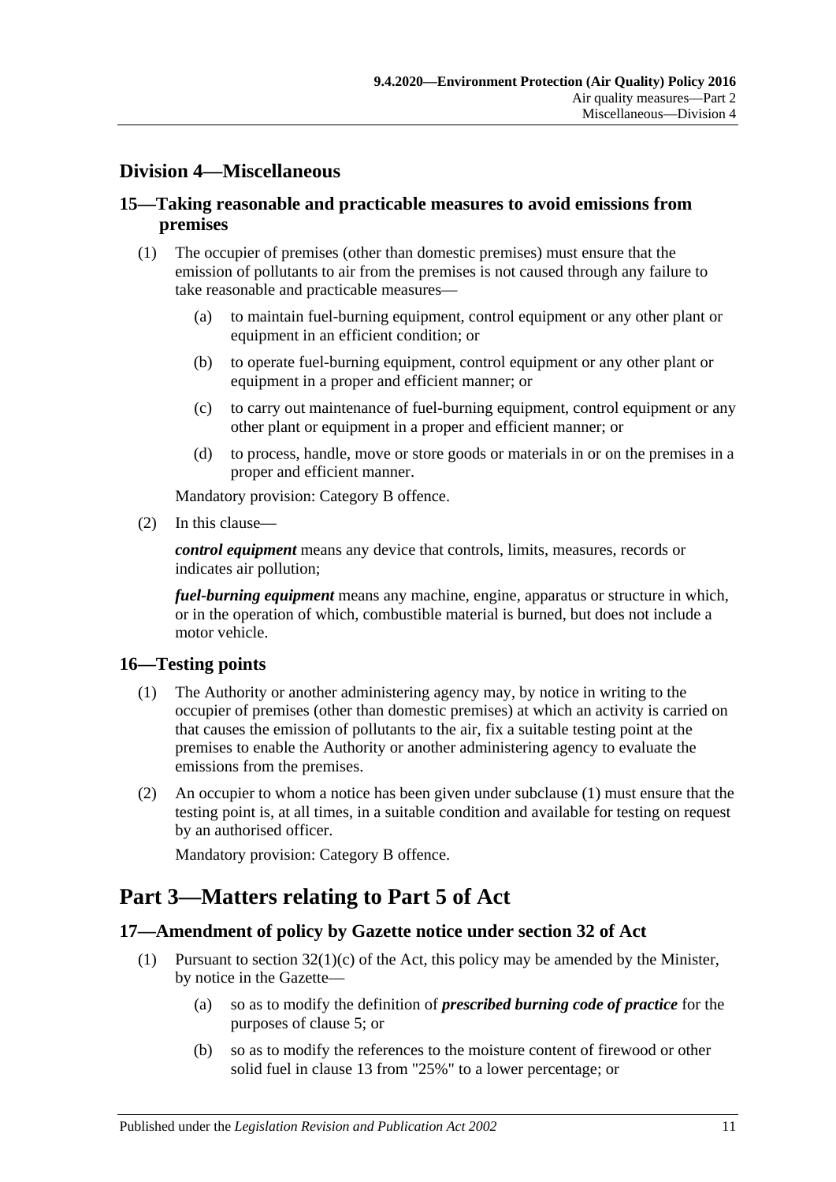## Division 4—Miscellaneous

### 15—Taking reasonable and practicable measures to avoid emissions from premises

(1) The occupier of premises (other than domestic premises) must ensure that the emission of pollutants to air from the premises is not caused through any failure to take reasonable and practicable measures—

(a) to maintain fuel-burning equipment, control equipment or any other plant or equipment in an efficient condition; or

(b) to operate fuel-burning equipment, control equipment or any other plant or equipment in a proper and efficient manner; or

(c) to carry out maintenance of fuel-burning equipment, control equipment or any other plant or equipment in a proper and efficient manner; or

(d) to process, handle, move or store goods or materials in or on the premises in a proper and efficient manner.

Mandatory provision: Category B offence.

(2) In this clause—

***control equipment*** means any device that controls, limits, measures, records or indicates air pollution;

***fuel-burning equipment*** means any machine, engine, apparatus or structure in which, or in the operation of which, combustible material is burned, but does not include a motor vehicle.

### 16—Testing points

(1) The Authority or another administering agency may, by notice in writing to the occupier of premises (other than domestic premises) at which an activity is carried on that causes the emission of pollutants to the air, fix a suitable testing point at the premises to enable the Authority or another administering agency to evaluate the emissions from the premises.

(2) An occupier to whom a notice has been given under subclause (1) must ensure that the testing point is, at all times, in a suitable condition and available for testing on request by an authorised officer.

Mandatory provision: Category B offence.

# Part 3—Matters relating to Part 5 of Act

### 17—Amendment of policy by Gazette notice under section 32 of Act

(1) Pursuant to section 32(1)(c) of the Act, this policy may be amended by the Minister, by notice in the Gazette—

(a) so as to modify the definition of ***prescribed burning code of practice*** for the purposes of clause 5; or

(b) so as to modify the references to the moisture content of firewood or other solid fuel in clause 13 from "25%" to a lower percentage; or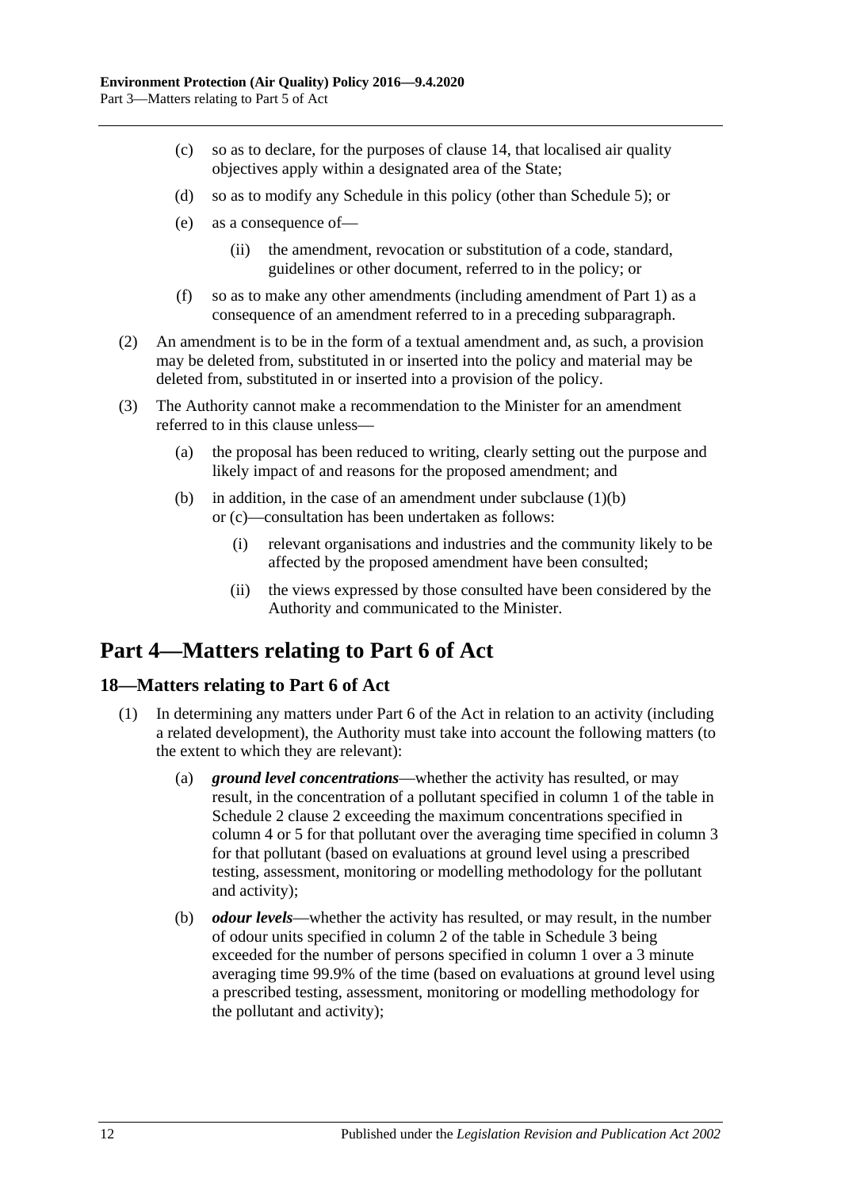(c) so as to declare, for the purposes of clause 14, that localised air quality objectives apply within a designated area of the State;

(d) so as to modify any Schedule in this policy (other than Schedule 5); or

(e) as a consequence of—

(ii) the amendment, revocation or substitution of a code, standard, guidelines or other document, referred to in the policy; or

(f) so as to make any other amendments (including amendment of Part 1) as a consequence of an amendment referred to in a preceding subparagraph.

(2) An amendment is to be in the form of a textual amendment and, as such, a provision may be deleted from, substituted in or inserted into the policy and material may be deleted from, substituted in or inserted into a provision of the policy.

(3) The Authority cannot make a recommendation to the Minister for an amendment referred to in this clause unless—

(a) the proposal has been reduced to writing, clearly setting out the purpose and likely impact of and reasons for the proposed amendment; and

(b) in addition, in the case of an amendment under subclause (1)(b) or (c)—consultation has been undertaken as follows:

(i) relevant organisations and industries and the community likely to be affected by the proposed amendment have been consulted;

(ii) the views expressed by those consulted have been considered by the Authority and communicated to the Minister.

# Part 4—Matters relating to Part 6 of Act

## 18—Matters relating to Part 6 of Act

(1) In determining any matters under Part 6 of the Act in relation to an activity (including a related development), the Authority must take into account the following matters (to the extent to which they are relevant):

(a) ***ground level concentrations***—whether the activity has resulted, or may result, in the concentration of a pollutant specified in column 1 of the table in Schedule 2 clause 2 exceeding the maximum concentrations specified in column 4 or 5 for that pollutant over the averaging time specified in column 3 for that pollutant (based on evaluations at ground level using a prescribed testing, assessment, monitoring or modelling methodology for the pollutant and activity);

(b) ***odour levels***—whether the activity has resulted, or may result, in the number of odour units specified in column 2 of the table in Schedule 3 being exceeded for the number of persons specified in column 1 over a 3 minute averaging time 99.9% of the time (based on evaluations at ground level using a prescribed testing, assessment, monitoring or modelling methodology for the pollutant and activity);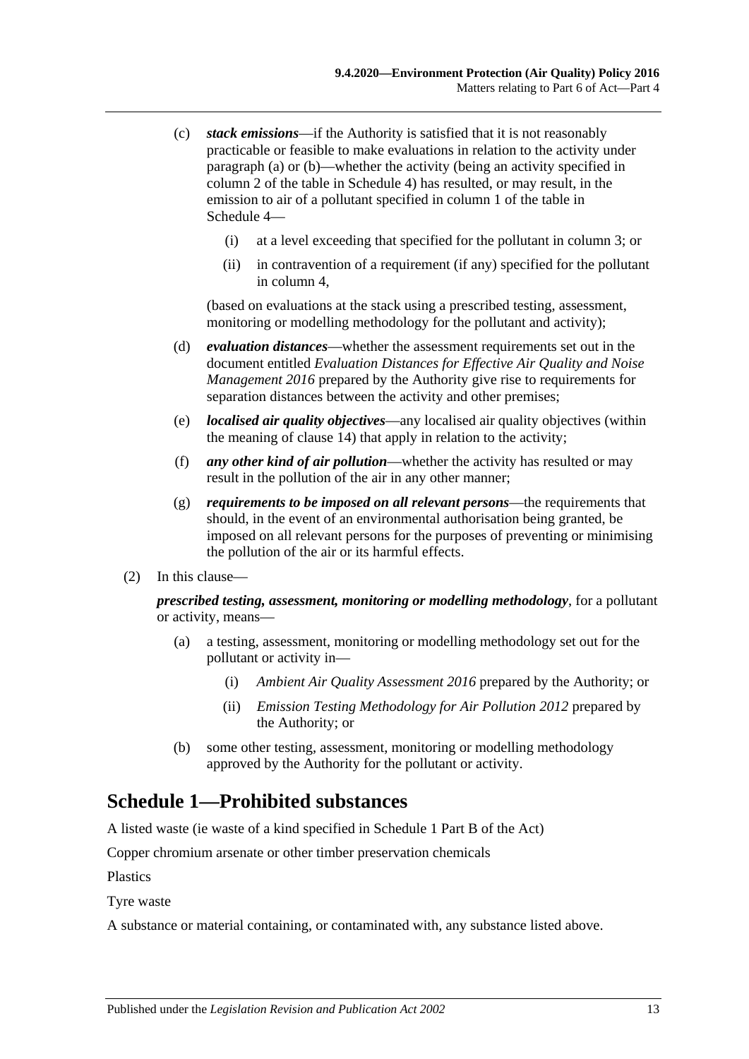(c) ***stack emissions***—if the Authority is satisfied that it is not reasonably practicable or feasible to make evaluations in relation to the activity under paragraph (a) or (b)—whether the activity (being an activity specified in column 2 of the table in Schedule 4) has resulted, or may result, in the emission to air of a pollutant specified in column 1 of the table in Schedule 4—

(i) at a level exceeding that specified for the pollutant in column 3; or

(ii) in contravention of a requirement (if any) specified for the pollutant in column 4,

(based on evaluations at the stack using a prescribed testing, assessment, monitoring or modelling methodology for the pollutant and activity);

(d) ***evaluation distances***—whether the assessment requirements set out in the document entitled *Evaluation Distances for Effective Air Quality and Noise Management 2016* prepared by the Authority give rise to requirements for separation distances between the activity and other premises;

(e) ***localised air quality objectives***—any localised air quality objectives (within the meaning of clause 14) that apply in relation to the activity;

(f) ***any other kind of air pollution***—whether the activity has resulted or may result in the pollution of the air in any other manner;

(g) ***requirements to be imposed on all relevant persons***—the requirements that should, in the event of an environmental authorisation being granted, be imposed on all relevant persons for the purposes of preventing or minimising the pollution of the air or its harmful effects.

(2) In this clause—

***prescribed testing, assessment, monitoring or modelling methodology***, for a pollutant or activity, means—

(a) a testing, assessment, monitoring or modelling methodology set out for the pollutant or activity in—

(i) *Ambient Air Quality Assessment 2016* prepared by the Authority; or

(ii) *Emission Testing Methodology for Air Pollution 2012* prepared by the Authority; or

(b) some other testing, assessment, monitoring or modelling methodology approved by the Authority for the pollutant or activity.

## Schedule 1—Prohibited substances

A listed waste (ie waste of a kind specified in Schedule 1 Part B of the Act)

Copper chromium arsenate or other timber preservation chemicals

Plastics

Tyre waste

A substance or material containing, or contaminated with, any substance listed above.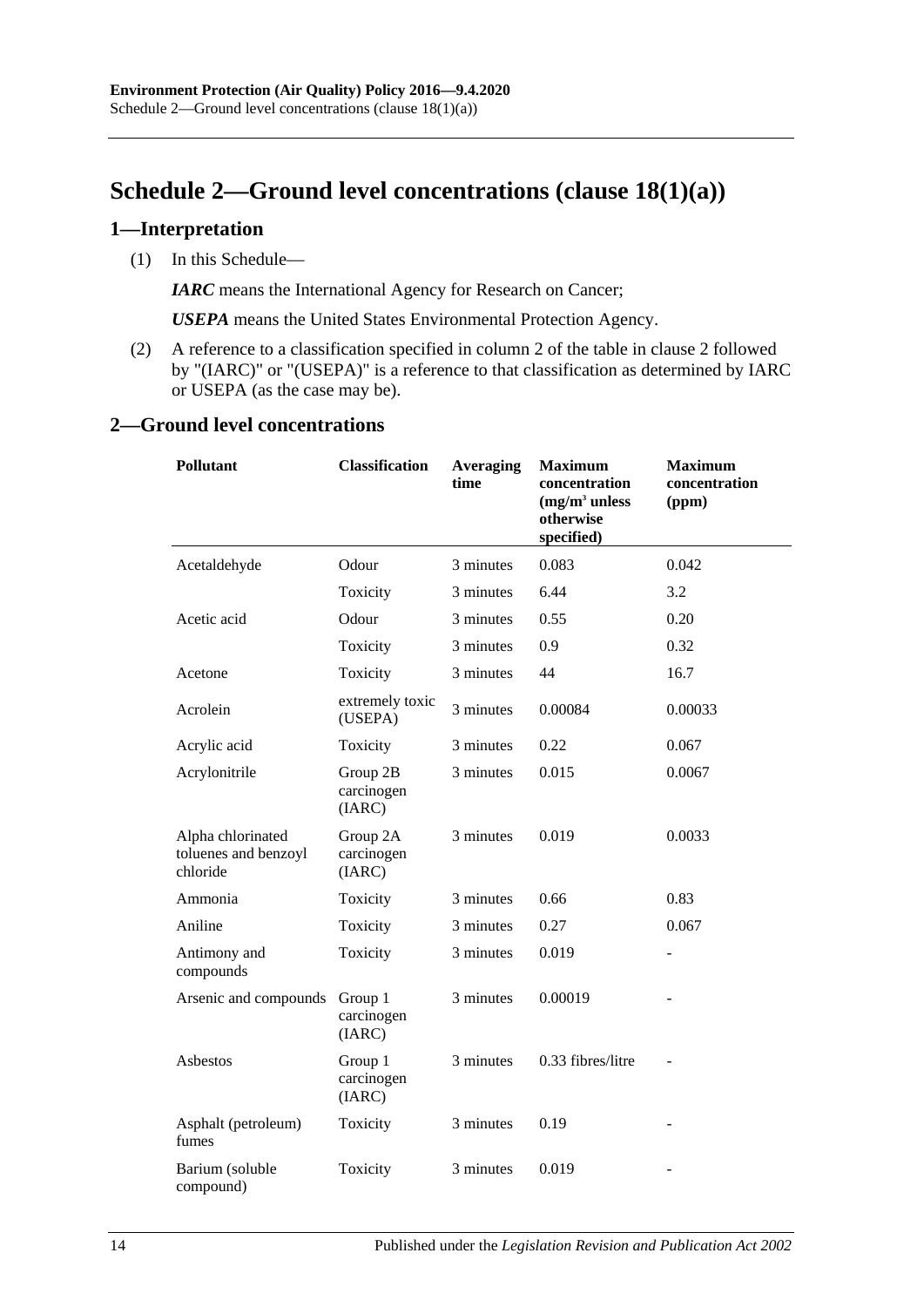# Schedule 2—Ground level concentrations (clause 18(1)(a))

## 1—Interpretation

(1) In this Schedule—

***IARC*** means the International Agency for Research on Cancer;

***USEPA*** means the United States Environmental Protection Agency.

(2) A reference to a classification specified in column 2 of the table in clause 2 followed by "(IARC)" or "(USEPA)" is a reference to that classification as determined by IARC or USEPA (as the case may be).

## 2—Ground level concentrations

| Pollutant | Classification | Averaging time | Maximum concentration ($mg/m^3$ unless otherwise specified) | Maximum concentration (ppm) |
|---|---|---|---|---|
| Acetaldehyde | Odour | 3 minutes | 0.083 | 0.042 |
| | Toxicity | 3 minutes | 6.44 | 3.2 |
| Acetic acid | Odour | 3 minutes | 0.55 | 0.20 |
| | Toxicity | 3 minutes | 0.9 | 0.32 |
| Acetone | Toxicity | 3 minutes | 44 | 16.7 |
| Acrolein | extremely toxic (USEPA) | 3 minutes | 0.00084 | 0.00033 |
| Acrylic acid | Toxicity | 3 minutes | 0.22 | 0.067 |
| Acrylonitrile | Group 2B carcinogen (IARC) | 3 minutes | 0.015 | 0.0067 |
| Alpha chlorinated toluenes and benzoyl chloride | Group 2A carcinogen (IARC) | 3 minutes | 0.019 | 0.0033 |
| Ammonia | Toxicity | 3 minutes | 0.66 | 0.83 |
| Aniline | Toxicity | 3 minutes | 0.27 | 0.067 |
| Antimony and compounds | Toxicity | 3 minutes | 0.019 | - |
| Arsenic and compounds | Group 1 carcinogen (IARC) | 3 minutes | 0.00019 | - |
| Asbestos | Group 1 carcinogen (IARC) | 3 minutes | 0.33 fibres/litre | - |
| Asphalt (petroleum) fumes | Toxicity | 3 minutes | 0.19 | - |
| Barium (soluble compound) | Toxicity | 3 minutes | 0.019 | - |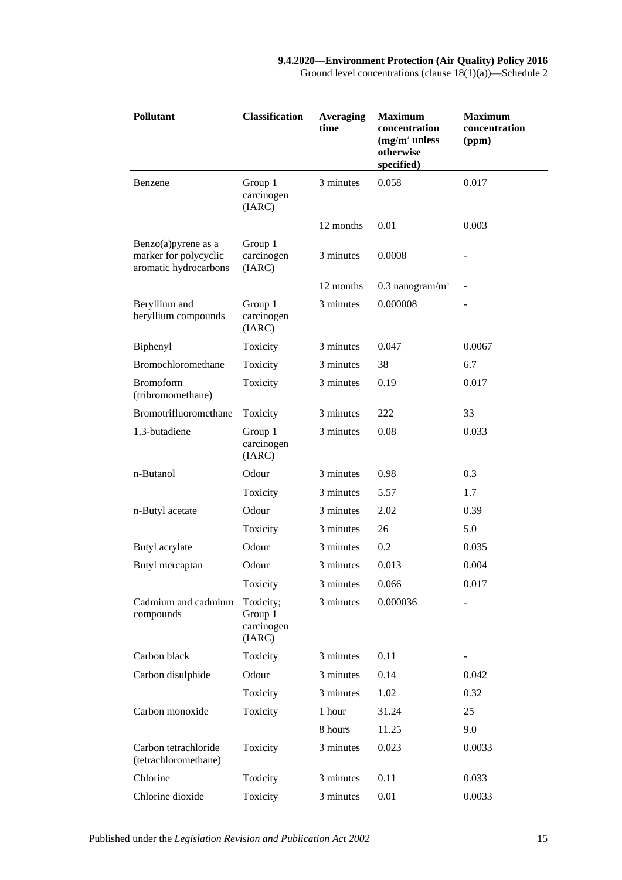| Pollutant | Classification | Averaging time | Maximum concentration ($mg/m^3$ unless otherwise specified) | Maximum concentration (ppm) |
|---|---|---|---|---|
| Benzene | Group 1 carcinogen (IARC) | 3 minutes | 0.058 | 0.017 |
| | | 12 months | 0.01 | 0.003 |
| Benzo(a)pyrene as a marker for polycyclic aromatic hydrocarbons | Group 1 carcinogen (IARC) | 3 minutes | 0.0008 | - |
| | | 12 months | 0.3 $nanogram/m^3$ | - |
| Beryllium and beryllium compounds | Group 1 carcinogen (IARC) | 3 minutes | 0.000008 | - |
| Biphenyl | Toxicity | 3 minutes | 0.047 | 0.0067 |
| Bromochloromethane | Toxicity | 3 minutes | 38 | 6.7 |
| Bromoform (tribromomethane) | Toxicity | 3 minutes | 0.19 | 0.017 |
| Bromotrifluoromethane | Toxicity | 3 minutes | 222 | 33 |
| 1,3-butadiene | Group 1 carcinogen (IARC) | 3 minutes | 0.08 | 0.033 |
| n-Butanol | Odour | 3 minutes | 0.98 | 0.3 |
| | Toxicity | 3 minutes | 5.57 | 1.7 |
| n-Butyl acetate | Odour | 3 minutes | 2.02 | 0.39 |
| | Toxicity | 3 minutes | 26 | 5.0 |
| Butyl acrylate | Odour | 3 minutes | 0.2 | 0.035 |
| Butyl mercaptan | Odour | 3 minutes | 0.013 | 0.004 |
| | Toxicity | 3 minutes | 0.066 | 0.017 |
| Cadmium and cadmium compounds | Toxicity; Group 1 carcinogen (IARC) | 3 minutes | 0.000036 | - |
| Carbon black | Toxicity | 3 minutes | 0.11 | - |
| Carbon disulphide | Odour | 3 minutes | 0.14 | 0.042 |
| | Toxicity | 3 minutes | 1.02 | 0.32 |
| Carbon monoxide | Toxicity | 1 hour | 31.24 | 25 |
| | | 8 hours | 11.25 | 9.0 |
| Carbon tetrachloride (tetrachloromethane) | Toxicity | 3 minutes | 0.023 | 0.0033 |
| Chlorine | Toxicity | 3 minutes | 0.11 | 0.033 |
| Chlorine dioxide | Toxicity | 3 minutes | 0.01 | 0.0033 |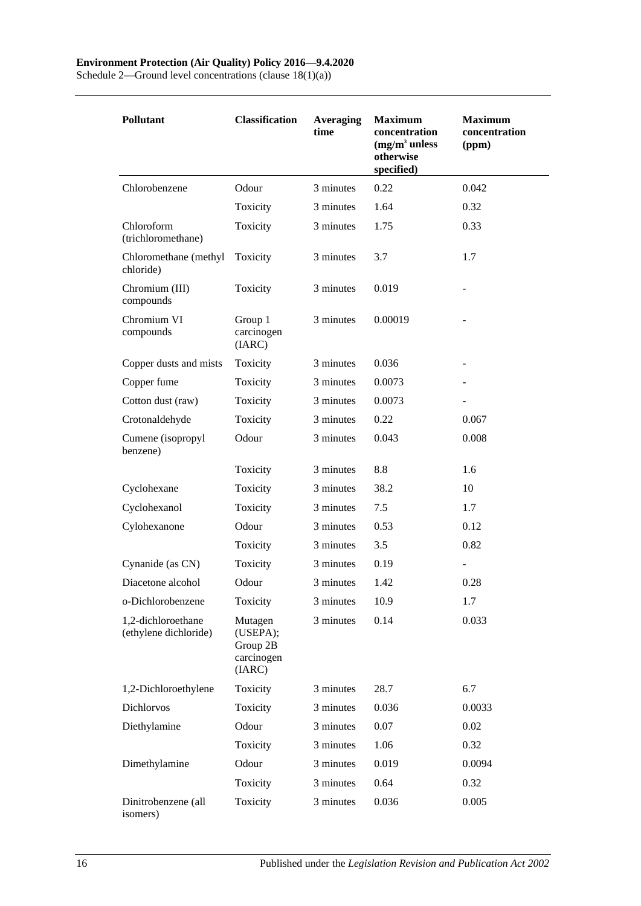| Pollutant | Classification | Averaging time | Maximum concentration ($mg/m^3$ unless otherwise specified) | Maximum concentration (ppm) |
|---|---|---|---|---|
| Chlorobenzene | Odour | 3 minutes | 0.22 | 0.042 |
| | Toxicity | 3 minutes | 1.64 | 0.32 |
| Chloroform (trichloromethane) | Toxicity | 3 minutes | 1.75 | 0.33 |
| Chloromethane (methyl chloride) | Toxicity | 3 minutes | 3.7 | 1.7 |
| Chromium (III) compounds | Toxicity | 3 minutes | 0.019 | - |
| Chromium VI compounds | Group 1 carcinogen (IARC) | 3 minutes | 0.00019 | - |
| Copper dusts and mists | Toxicity | 3 minutes | 0.036 | - |
| Copper fume | Toxicity | 3 minutes | 0.0073 | - |
| Cotton dust (raw) | Toxicity | 3 minutes | 0.0073 | - |
| Crotonaldehyde | Toxicity | 3 minutes | 0.22 | 0.067 |
| Cumene (isopropyl benzene) | Odour | 3 minutes | 0.043 | 0.008 |
| | Toxicity | 3 minutes | 8.8 | 1.6 |
| Cyclohexane | Toxicity | 3 minutes | 38.2 | 10 |
| Cyclohexanol | Toxicity | 3 minutes | 7.5 | 1.7 |
| Cylohexanone | Odour | 3 minutes | 0.53 | 0.12 |
| | Toxicity | 3 minutes | 3.5 | 0.82 |
| Cynanide (as CN) | Toxicity | 3 minutes | 0.19 | - |
| Diacetone alcohol | Odour | 3 minutes | 1.42 | 0.28 |
| o-Dichlorobenzene | Toxicity | 3 minutes | 10.9 | 1.7 |
| 1,2-dichloroethane (ethylene dichloride) | Mutagen (USEPA); Group 2B carcinogen (IARC) | 3 minutes | 0.14 | 0.033 |
| 1,2-Dichloroethylene | Toxicity | 3 minutes | 28.7 | 6.7 |
| Dichlorvos | Toxicity | 3 minutes | 0.036 | 0.0033 |
| Diethylamine | Odour | 3 minutes | 0.07 | 0.02 |
| | Toxicity | 3 minutes | 1.06 | 0.32 |
| Dimethylamine | Odour | 3 minutes | 0.019 | 0.0094 |
| | Toxicity | 3 minutes | 0.64 | 0.32 |
| Dinitrobenzene (all isomers) | Toxicity | 3 minutes | 0.036 | 0.005 |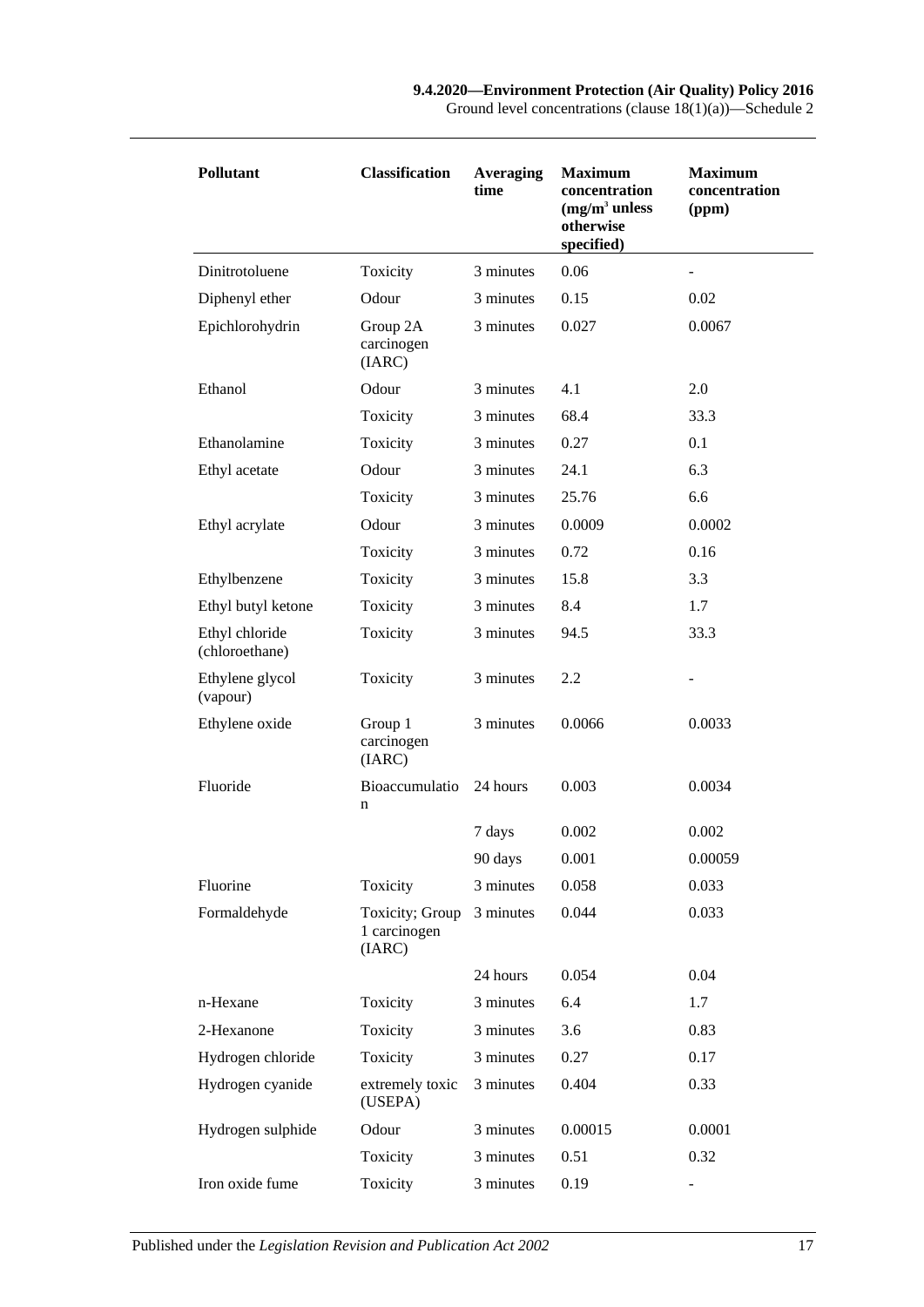| Pollutant | Classification | Averaging time | Maximum concentration ($mg/m^3$ unless otherwise specified) | Maximum concentration (ppm) |
|---|---|---|---|---|
| Dinitrotoluene | Toxicity | 3 minutes | 0.06 | - |
| Diphenyl ether | Odour | 3 minutes | 0.15 | 0.02 |
| Epichlorohydrin | Group 2A carcinogen (IARC) | 3 minutes | 0.027 | 0.0067 |
| Ethanol | Odour | 3 minutes | 4.1 | 2.0 |
| | Toxicity | 3 minutes | 68.4 | 33.3 |
| Ethanolamine | Toxicity | 3 minutes | 0.27 | 0.1 |
| Ethyl acetate | Odour | 3 minutes | 24.1 | 6.3 |
| | Toxicity | 3 minutes | 25.76 | 6.6 |
| Ethyl acrylate | Odour | 3 minutes | 0.0009 | 0.0002 |
| | Toxicity | 3 minutes | 0.72 | 0.16 |
| Ethylbenzene | Toxicity | 3 minutes | 15.8 | 3.3 |
| Ethyl butyl ketone | Toxicity | 3 minutes | 8.4 | 1.7 |
| Ethyl chloride (chloroethane) | Toxicity | 3 minutes | 94.5 | 33.3 |
| Ethylene glycol (vapour) | Toxicity | 3 minutes | 2.2 | - |
| Ethylene oxide | Group 1 carcinogen (IARC) | 3 minutes | 0.0066 | 0.0033 |
| Fluoride | Bioaccumulation | 24 hours | 0.003 | 0.0034 |
| | | 7 days | 0.002 | 0.002 |
| | | 90 days | 0.001 | 0.00059 |
| Fluorine | Toxicity | 3 minutes | 0.058 | 0.033 |
| Formaldehyde | Toxicity; Group 1 carcinogen (IARC) | 3 minutes | 0.044 | 0.033 |
| | | 24 hours | 0.054 | 0.04 |
| n-Hexane | Toxicity | 3 minutes | 6.4 | 1.7 |
| 2-Hexanone | Toxicity | 3 minutes | 3.6 | 0.83 |
| Hydrogen chloride | Toxicity | 3 minutes | 0.27 | 0.17 |
| Hydrogen cyanide | extremely toxic (USEPA) | 3 minutes | 0.404 | 0.33 |
| Hydrogen sulphide | Odour | 3 minutes | 0.00015 | 0.0001 |
| | Toxicity | 3 minutes | 0.51 | 0.32 |
| Iron oxide fume | Toxicity | 3 minutes | 0.19 | - |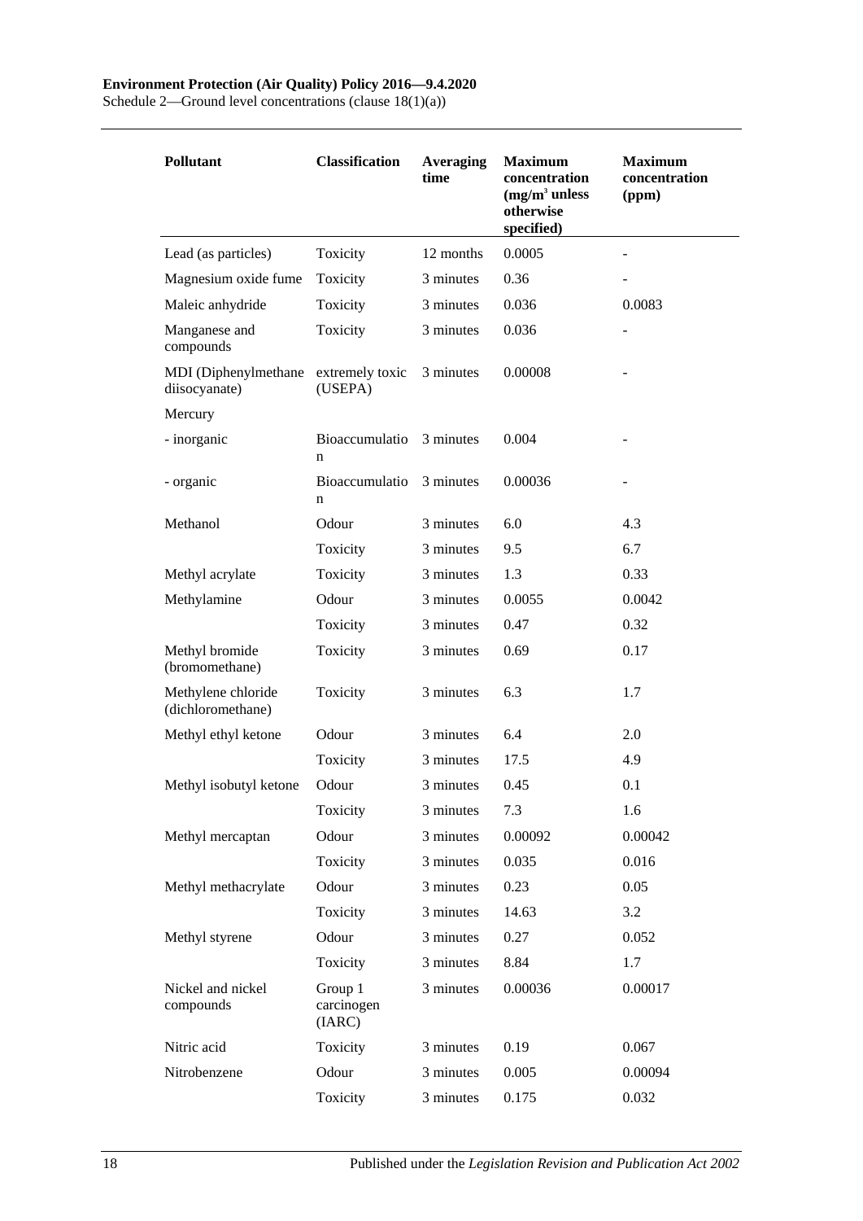| Pollutant | Classification | Averaging time | Maximum concentration ($mg/m^3$ unless otherwise specified) | Maximum concentration (ppm) |
|---|---|---|---|---|
| Lead (as particles) | Toxicity | 12 months | 0.0005 | - |
| Magnesium oxide fume | Toxicity | 3 minutes | 0.36 | - |
| Maleic anhydride | Toxicity | 3 minutes | 0.036 | 0.0083 |
| Manganese and compounds | Toxicity | 3 minutes | 0.036 | - |
| MDI (Diphenylmethane diisocyanate) | extremely toxic (USEPA) | 3 minutes | 0.00008 | - |
| Mercury | | | | |
| - inorganic | Bioaccumulation | 3 minutes | 0.004 | - |
| - organic | Bioaccumulation | 3 minutes | 0.00036 | - |
| Methanol | Odour | 3 minutes | 6.0 | 4.3 |
| | Toxicity | 3 minutes | 9.5 | 6.7 |
| Methyl acrylate | Toxicity | 3 minutes | 1.3 | 0.33 |
| Methylamine | Odour | 3 minutes | 0.0055 | 0.0042 |
| | Toxicity | 3 minutes | 0.47 | 0.32 |
| Methyl bromide (bromomethane) | Toxicity | 3 minutes | 0.69 | 0.17 |
| Methylene chloride (dichloromethane) | Toxicity | 3 minutes | 6.3 | 1.7 |
| Methyl ethyl ketone | Odour | 3 minutes | 6.4 | 2.0 |
| | Toxicity | 3 minutes | 17.5 | 4.9 |
| Methyl isobutyl ketone | Odour | 3 minutes | 0.45 | 0.1 |
| | Toxicity | 3 minutes | 7.3 | 1.6 |
| Methyl mercaptan | Odour | 3 minutes | 0.00092 | 0.00042 |
| | Toxicity | 3 minutes | 0.035 | 0.016 |
| Methyl methacrylate | Odour | 3 minutes | 0.23 | 0.05 |
| | Toxicity | 3 minutes | 14.63 | 3.2 |
| Methyl styrene | Odour | 3 minutes | 0.27 | 0.052 |
| | Toxicity | 3 minutes | 8.84 | 1.7 |
| Nickel and nickel compounds | Group 1 carcinogen (IARC) | 3 minutes | 0.00036 | 0.00017 |
| Nitric acid | Toxicity | 3 minutes | 0.19 | 0.067 |
| Nitrobenzene | Odour | 3 minutes | 0.005 | 0.00094 |
| | Toxicity | 3 minutes | 0.175 | 0.032 |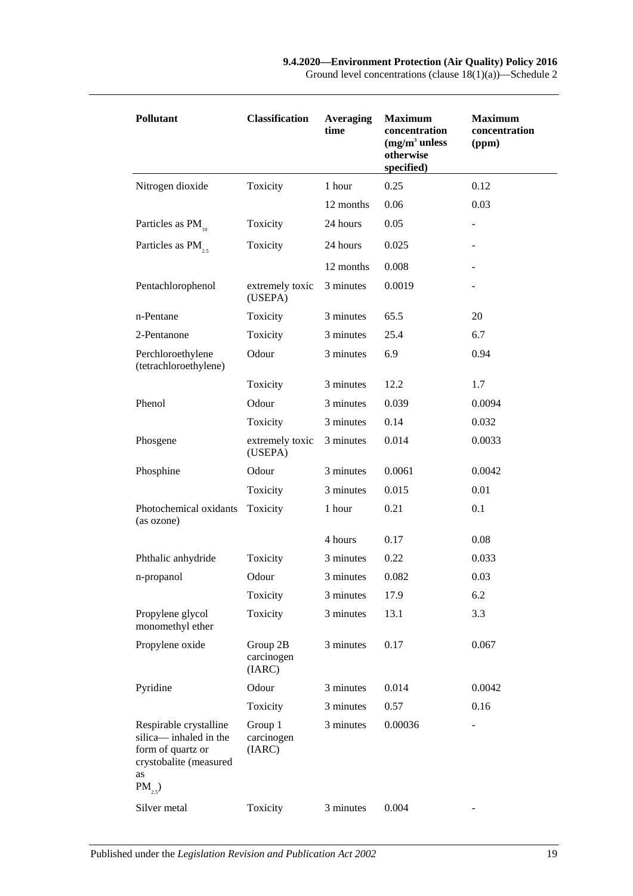| Pollutant | Classification | Averaging time | Maximum concentration ($mg/m^3$ unless otherwise specified) | Maximum concentration (ppm) |
|---|---|---|---|---|
| Nitrogen dioxide | Toxicity | 1 hour | 0.25 | 0.12 |
| | | 12 months | 0.06 | 0.03 |
| Particles as $PM_{10}$ | Toxicity | 24 hours | 0.05 | - |
| Particles as $PM_{2.5}$ | Toxicity | 24 hours | 0.025 | - |
| | | 12 months | 0.008 | - |
| Pentachlorophenol | extremely toxic (USEPA) | 3 minutes | 0.0019 | - |
| n-Pentane | Toxicity | 3 minutes | 65.5 | 20 |
| 2-Pentanone | Toxicity | 3 minutes | 25.4 | 6.7 |
| Perchloroethylene (tetrachloroethylene) | Odour | 3 minutes | 6.9 | 0.94 |
| | Toxicity | 3 minutes | 12.2 | 1.7 |
| Phenol | Odour | 3 minutes | 0.039 | 0.0094 |
| | Toxicity | 3 minutes | 0.14 | 0.032 |
| Phosgene | extremely toxic (USEPA) | 3 minutes | 0.014 | 0.0033 |
| Phosphine | Odour | 3 minutes | 0.0061 | 0.0042 |
| | Toxicity | 3 minutes | 0.015 | 0.01 |
| Photochemical oxidants (as ozone) | Toxicity | 1 hour | 0.21 | 0.1 |
| | | 4 hours | 0.17 | 0.08 |
| Phthalic anhydride | Toxicity | 3 minutes | 0.22 | 0.033 |
| n-propanol | Odour | 3 minutes | 0.082 | 0.03 |
| | Toxicity | 3 minutes | 17.9 | 6.2 |
| Propylene glycol monomethyl ether | Toxicity | 3 minutes | 13.1 | 3.3 |
| Propylene oxide | Group 2B carcinogen (IARC) | 3 minutes | 0.17 | 0.067 |
| Pyridine | Odour | 3 minutes | 0.014 | 0.0042 |
| | Toxicity | 3 minutes | 0.57 | 0.16 |
| Respirable crystalline silica— inhaled in the form of quartz or crystobalite (measured as $PM_{2.5}$) | Group 1 carcinogen (IARC) | 3 minutes | 0.00036 | - |
| Silver metal | Toxicity | 3 minutes | 0.004 | - |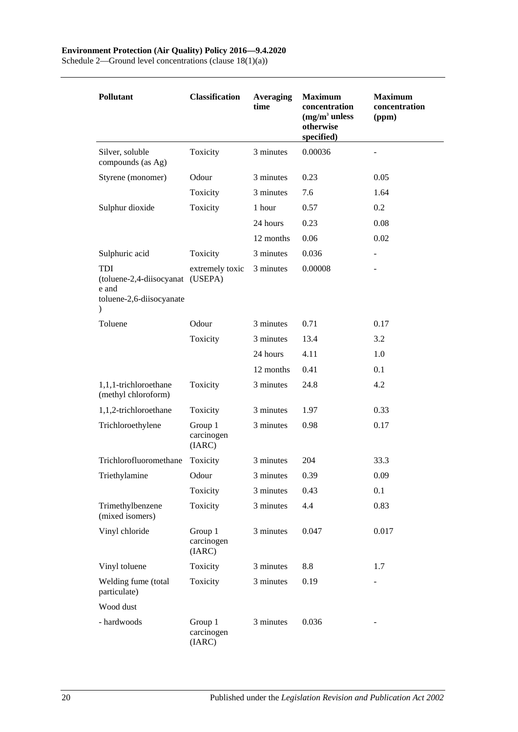| Pollutant | Classification | Averaging time | Maximum concentration ($mg/m^3$ unless otherwise specified) | Maximum concentration (ppm) |
|---|---|---|---|---|
| Silver, soluble compounds (as Ag) | Toxicity | 3 minutes | 0.00036 | - |
| Styrene (monomer) | Odour | 3 minutes | 0.23 | 0.05 |
| | Toxicity | 3 minutes | 7.6 | 1.64 |
| Sulphur dioxide | Toxicity | 1 hour | 0.57 | 0.2 |
| | | 24 hours | 0.23 | 0.08 |
| | | 12 months | 0.06 | 0.02 |
| Sulphuric acid | Toxicity | 3 minutes | 0.036 | - |
| TDI (toluene-2,4-diisocyanate and toluene-2,6-diisocyanate) | extremely toxic (USEPA) | 3 minutes | 0.00008 | - |
| Toluene | Odour | 3 minutes | 0.71 | 0.17 |
| | Toxicity | 3 minutes | 13.4 | 3.2 |
| | | 24 hours | 4.11 | 1.0 |
| | | 12 months | 0.41 | 0.1 |
| 1,1,1-trichloroethane (methyl chloroform) | Toxicity | 3 minutes | 24.8 | 4.2 |
| 1,1,2-trichloroethane | Toxicity | 3 minutes | 1.97 | 0.33 |
| Trichloroethylene | Group 1 carcinogen (IARC) | 3 minutes | 0.98 | 0.17 |
| Trichlorofluoromethane | Toxicity | 3 minutes | 204 | 33.3 |
| Triethylamine | Odour | 3 minutes | 0.39 | 0.09 |
| | Toxicity | 3 minutes | 0.43 | 0.1 |
| Trimethylbenzene (mixed isomers) | Toxicity | 3 minutes | 4.4 | 0.83 |
| Vinyl chloride | Group 1 carcinogen (IARC) | 3 minutes | 0.047 | 0.017 |
| Vinyl toluene | Toxicity | 3 minutes | 8.8 | 1.7 |
| Welding fume (total particulate) | Toxicity | 3 minutes | 0.19 | - |
| Wood dust | | | | |
| - hardwoods | Group 1 carcinogen (IARC) | 3 minutes | 0.036 | - |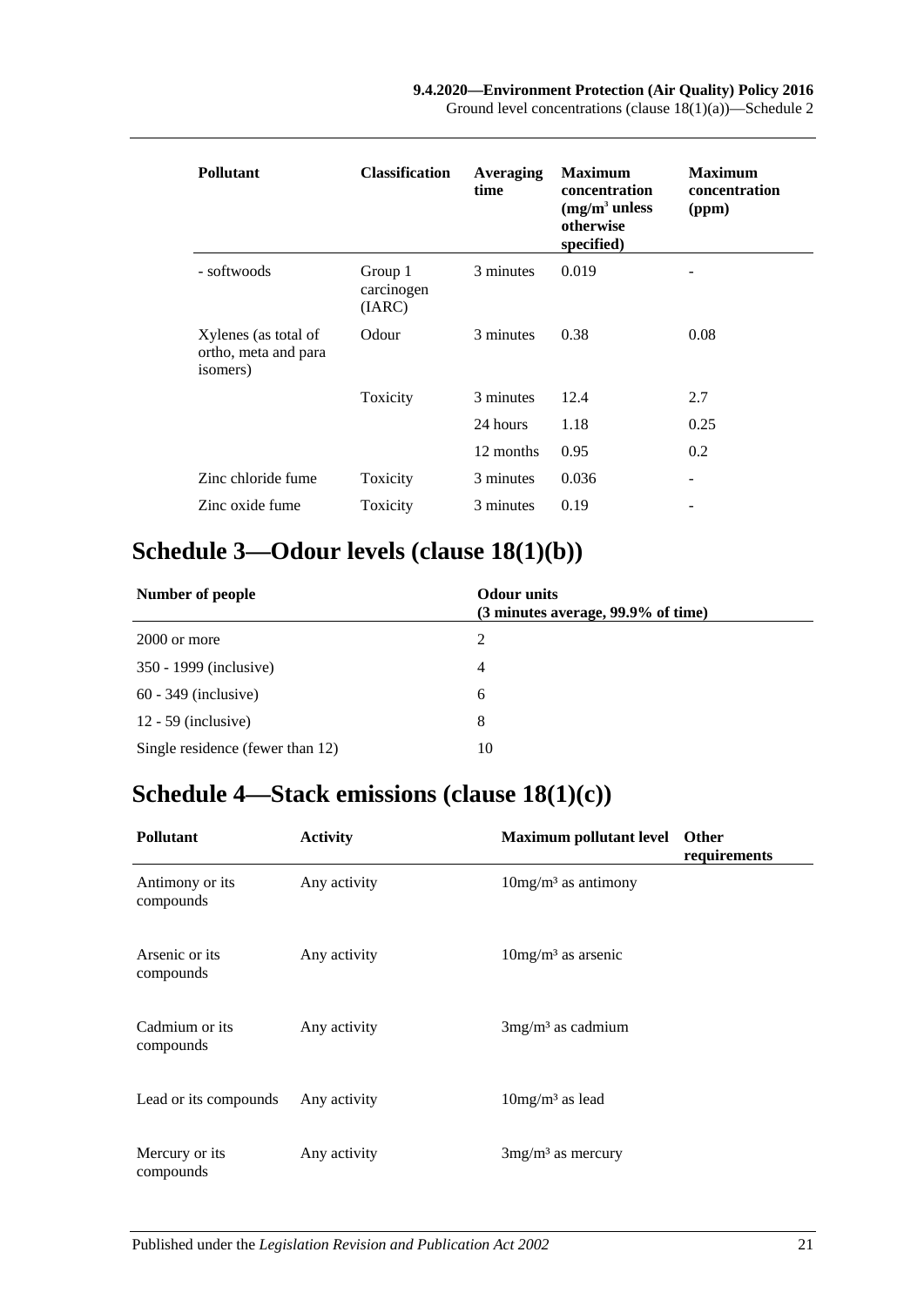| Pollutant | Classification | Averaging time | Maximum concentration (mg/m$^3$ unless otherwise specified) | Maximum concentration (ppm) |
|---|---|---|---|---|
| - softwoods | Group 1 carcinogen (IARC) | 3 minutes | 0.019 | - |
| Xylenes (as total of ortho, meta and para isomers) | Odour | 3 minutes | 0.38 | 0.08 |
| | Toxicity | 3 minutes | 12.4 | 2.7 |
| | | 24 hours | 1.18 | 0.25 |
| | | 12 months | 0.95 | 0.2 |
| Zinc chloride fume | Toxicity | 3 minutes | 0.036 | - |
| Zinc oxide fume | Toxicity | 3 minutes | 0.19 | - |

# Schedule 3—Odour levels (clause 18(1)(b))

| Number of people | Odour units (3 minutes average, 99.9% of time) |
|---|---|
| 2000 or more | 2 |
| 350 - 1999 (inclusive) | 4 |
| 60 - 349 (inclusive) | 6 |
| 12 - 59 (inclusive) | 8 |
| Single residence (fewer than 12) | 10 |

# Schedule 4—Stack emissions (clause 18(1)(c))

| Pollutant | Activity | Maximum pollutant level | Other requirements |
|---|---|---|---|
| Antimony or its compounds | Any activity | 10mg/m³ as antimony | |
| Arsenic or its compounds | Any activity | 10mg/m³ as arsenic | |
| Cadmium or its compounds | Any activity | 3mg/m³ as cadmium | |
| Lead or its compounds | Any activity | 10mg/m³ as lead | |
| Mercury or its compounds | Any activity | 3mg/m³ as mercury | |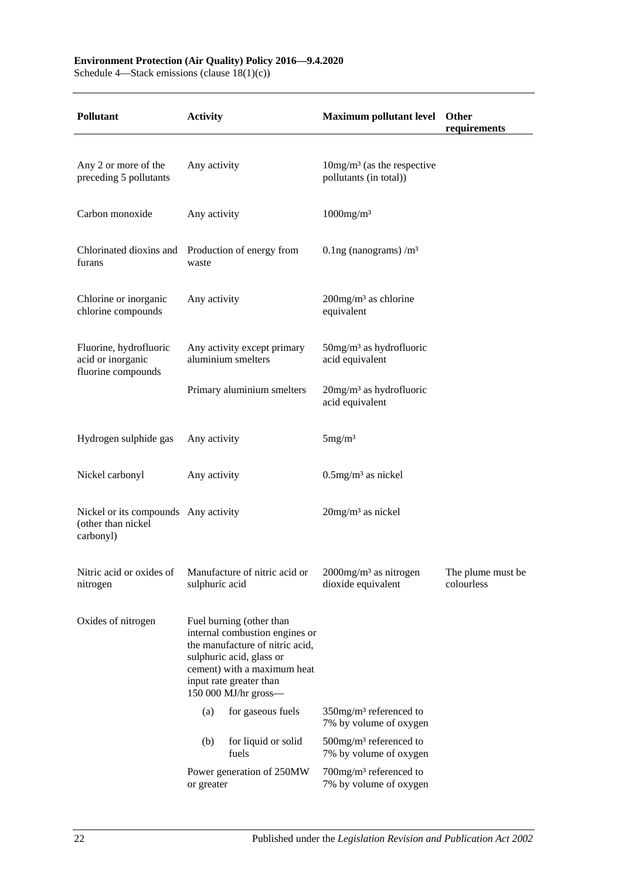| Pollutant | Activity | Maximum pollutant level | Other requirements |
|---|---|---|---|
| Any 2 or more of the preceding 5 pollutants | Any activity | 10mg/m³ (as the respective pollutants (in total)) | |
| Carbon monoxide | Any activity | 1000mg/m³ | |
| Chlorinated dioxins and furans | Production of energy from waste | 0.1ng (nanograms) /m³ | |
| Chlorine or inorganic chlorine compounds | Any activity | 200mg/m³ as chlorine equivalent | |
| Fluorine, hydrofluoric acid or inorganic fluorine compounds | Any activity except primary aluminium smelters | 50mg/m³ as hydrofluoric acid equivalent | |
| | Primary aluminium smelters | 20mg/m³ as hydrofluoric acid equivalent | |
| Hydrogen sulphide gas | Any activity | 5mg/m³ | |
| Nickel carbonyl | Any activity | 0.5mg/m³ as nickel | |
| Nickel or its compounds (other than nickel carbonyl) | Any activity | 20mg/m³ as nickel | |
| Nitric acid or oxides of nitrogen | Manufacture of nitric acid or sulphuric acid | 2000mg/m³ as nitrogen dioxide equivalent | The plume must be colourless |
| Oxides of nitrogen | Fuel burning (other than internal combustion engines or the manufacture of nitric acid, sulphuric acid, glass or cement) with a maximum heat input rate greater than 150 000 MJ/hr gross— | | |
| | (a) for gaseous fuels | 350mg/m³ referenced to 7% by volume of oxygen | |
| | (b) for liquid or solid fuels | 500mg/m³ referenced to 7% by volume of oxygen | |
| | Power generation of 250MW or greater | 700mg/m³ referenced to 7% by volume of oxygen | |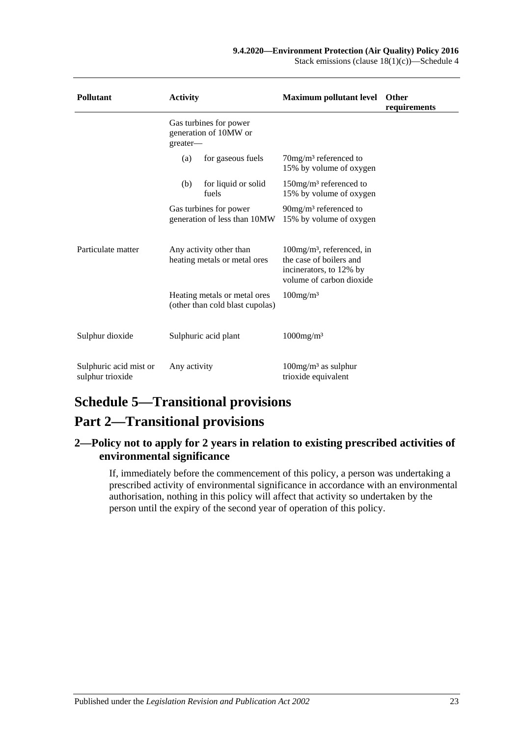| Pollutant | Activity | Maximum pollutant level | Other requirements |
|---|---|---|---|
| | Gas turbines for power generation of 10MW or greater— | | |
| | (a) for gaseous fuels | $70mg/m^3$ referenced to 15% by volume of oxygen | |
| | (b) for liquid or solid fuels | $150mg/m^3$ referenced to 15% by volume of oxygen | |
| | Gas turbines for power generation of less than 10MW | $90mg/m^3$ referenced to 15% by volume of oxygen | |
| Particulate matter | Any activity other than heating metals or metal ores | $100mg/m^3$, referenced, in the case of boilers and incinerators, to 12% by volume of carbon dioxide | |
| | Heating metals or metal ores (other than cold blast cupolas) | $100mg/m^3$ | |
| Sulphur dioxide | Sulphuric acid plant | $1000mg/m^3$ | |
| Sulphuric acid mist or sulphur trioxide | Any activity | $100mg/m^3$ as sulphur trioxide equivalent | |

# Schedule 5—Transitional provisions

# Part 2—Transitional provisions

## 2—Policy not to apply for 2 years in relation to existing prescribed activities of environmental significance

If, immediately before the commencement of this policy, a person was undertaking a prescribed activity of environmental significance in accordance with an environmental authorisation, nothing in this policy will affect that activity so undertaken by the person until the expiry of the second year of operation of this policy.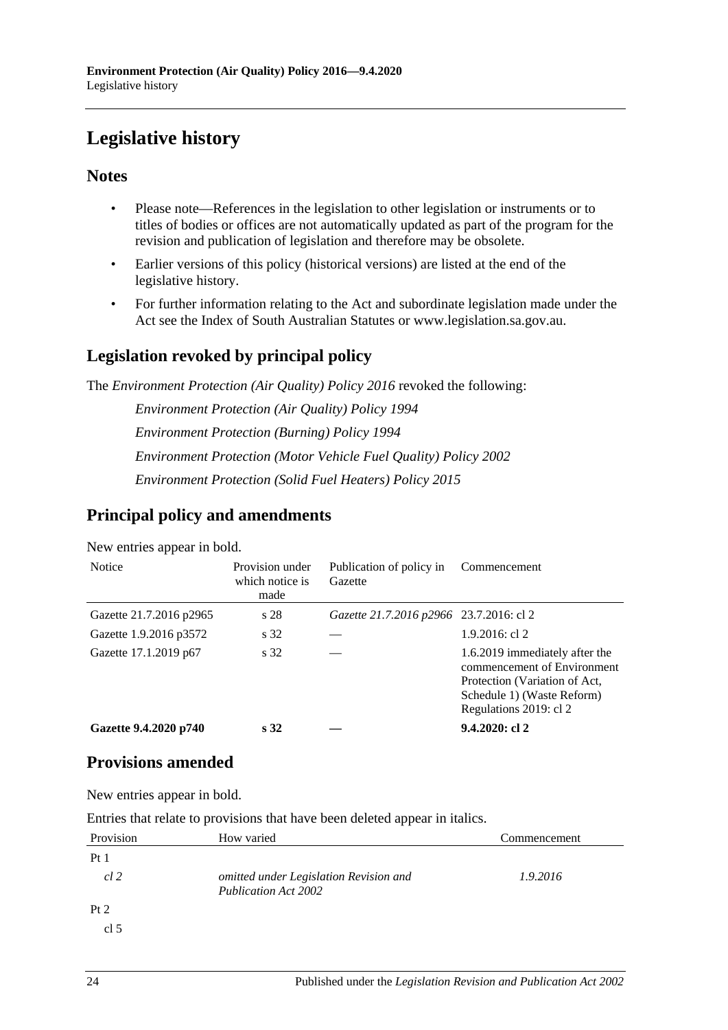# Legislative history

## Notes

- Please note—References in the legislation to other legislation or instruments or to titles of bodies or offices are not automatically updated as part of the program for the revision and publication of legislation and therefore may be obsolete.
- Earlier versions of this policy (historical versions) are listed at the end of the legislative history.
- For further information relating to the Act and subordinate legislation made under the Act see the Index of South Australian Statutes or www.legislation.sa.gov.au.

## Legislation revoked by principal policy

The *Environment Protection (Air Quality) Policy 2016* revoked the following:

*Environment Protection (Air Quality) Policy 1994*

*Environment Protection (Burning) Policy 1994*

*Environment Protection (Motor Vehicle Fuel Quality) Policy 2002*

*Environment Protection (Solid Fuel Heaters) Policy 2015*

## Principal policy and amendments

New entries appear in bold.

| Notice | Provision under which notice is made | Publication of policy in Gazette | Commencement |
|---|---|---|---|
| Gazette 21.7.2016 p2965 | s 28 | *Gazette 21.7.2016 p2966* | 23.7.2016: cl 2 |
| Gazette 1.9.2016 p3572 | s 32 | — | 1.9.2016: cl 2 |
| Gazette 17.1.2019 p67 | s 32 | — | 1.6.2019 immediately after the commencement of Environment Protection (Variation of Act, Schedule 1) (Waste Reform) Regulations 2019: cl 2 |
| **Gazette 9.4.2020 p740** | **s 32** | **—** | **9.4.2020: cl 2** |

## Provisions amended

New entries appear in bold.

Entries that relate to provisions that have been deleted appear in italics.

| Provision | How varied | Commencement |
|---|---|---|
| Pt 1 | | |
| *cl 2* | *omitted under Legislation Revision and Publication Act 2002* | *1.9.2016* |
| Pt 2 | | |
| cl 5 | | |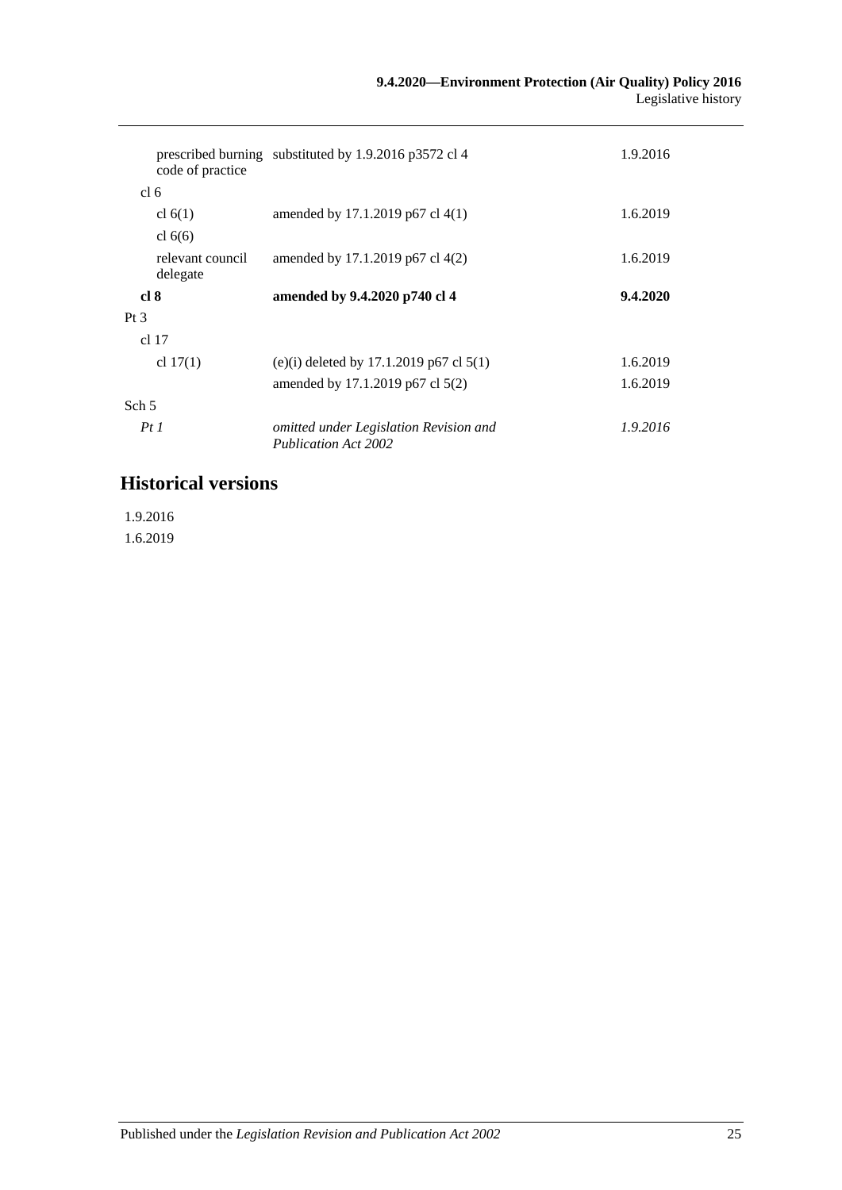| | | |
|---|---|---|
| prescribed burning code of practice | substituted by 1.9.2016 p3572 cl 4 | 1.9.2016 |
| cl 6 | | |
| cl 6(1) | amended by 17.1.2019 p67 cl 4(1) | 1.6.2019 |
| cl 6(6) | | |
| relevant council delegate | amended by 17.1.2019 p67 cl 4(2) | 1.6.2019 |
| **cl 8** | **amended by 9.4.2020 p740 cl 4** | **9.4.2020** |
| Pt 3 | | |
| cl 17 | | |
| cl 17(1) | (e)(i) deleted by 17.1.2019 p67 cl 5(1) | 1.6.2019 |
| | amended by 17.1.2019 p67 cl 5(2) | 1.6.2019 |
| Sch 5 | | |
| *Pt 1* | *omitted under Legislation Revision and Publication Act 2002* | *1.9.2016* |

## Historical versions

1.9.2016

1.6.2019